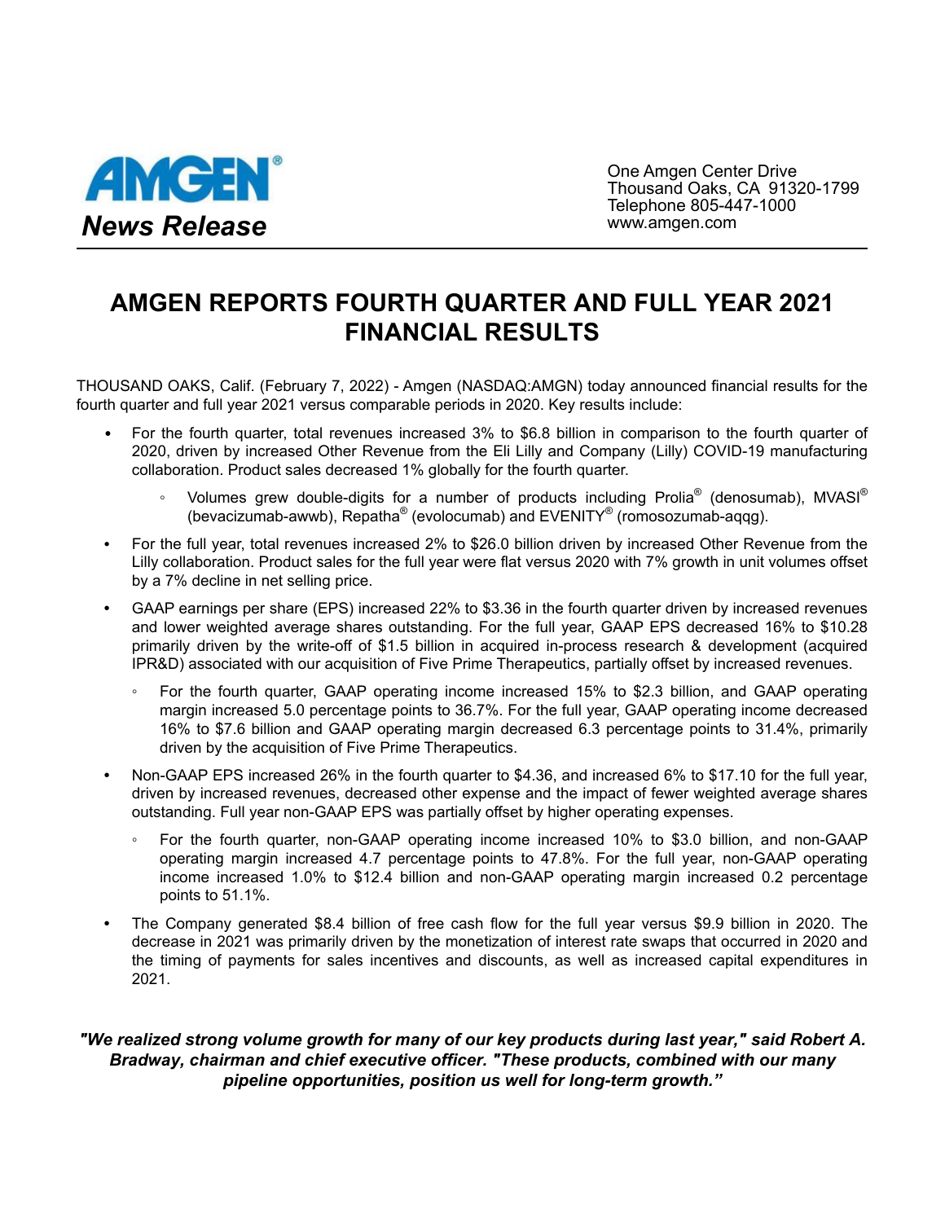**AMGEN®**
***News Release***

One Amgen Center Drive
Thousand Oaks, CA 91320-1799
Telephone 805-447-1000
www.amgen.com

# AMGEN REPORTS FOURTH QUARTER AND FULL YEAR 2021 FINANCIAL RESULTS

THOUSAND OAKS, Calif. (February 7, 2022) - Amgen (NASDAQ:AMGN) today announced financial results for the fourth quarter and full year 2021 versus comparable periods in 2020. Key results include:

- For the fourth quarter, total revenues increased 3% to $6.8 billion in comparison to the fourth quarter of 2020, driven by increased Other Revenue from the Eli Lilly and Company (Lilly) COVID-19 manufacturing collaboration. Product sales decreased 1% globally for the fourth quarter.
  - Volumes grew double-digits for a number of products including Prolia® (denosumab), MVASI® (bevacizumab-awwb), Repatha® (evolocumab) and EVENITY® (romosozumab-aqqg).
- For the full year, total revenues increased 2% to $26.0 billion driven by increased Other Revenue from the Lilly collaboration. Product sales for the full year were flat versus 2020 with 7% growth in unit volumes offset by a 7% decline in net selling price.
- GAAP earnings per share (EPS) increased 22% to $3.36 in the fourth quarter driven by increased revenues and lower weighted average shares outstanding. For the full year, GAAP EPS decreased 16% to $10.28 primarily driven by the write-off of $1.5 billion in acquired in-process research & development (acquired IPR&D) associated with our acquisition of Five Prime Therapeutics, partially offset by increased revenues.
  - For the fourth quarter, GAAP operating income increased 15% to $2.3 billion, and GAAP operating margin increased 5.0 percentage points to 36.7%. For the full year, GAAP operating income decreased 16% to $7.6 billion and GAAP operating margin decreased 6.3 percentage points to 31.4%, primarily driven by the acquisition of Five Prime Therapeutics.
- Non-GAAP EPS increased 26% in the fourth quarter to $4.36, and increased 6% to $17.10 for the full year, driven by increased revenues, decreased other expense and the impact of fewer weighted average shares outstanding. Full year non-GAAP EPS was partially offset by higher operating expenses.
  - For the fourth quarter, non-GAAP operating income increased 10% to $3.0 billion, and non-GAAP operating margin increased 4.7 percentage points to 47.8%. For the full year, non-GAAP operating income increased 1.0% to $12.4 billion and non-GAAP operating margin increased 0.2 percentage points to 51.1%.
- The Company generated $8.4 billion of free cash flow for the full year versus $9.9 billion in 2020. The decrease in 2021 was primarily driven by the monetization of interest rate swaps that occurred in 2020 and the timing of payments for sales incentives and discounts, as well as increased capital expenditures in 2021.

***"We realized strong volume growth for many of our key products during last year," said Robert A. Bradway, chairman and chief executive officer. "These products, combined with our many pipeline opportunities, position us well for long-term growth."***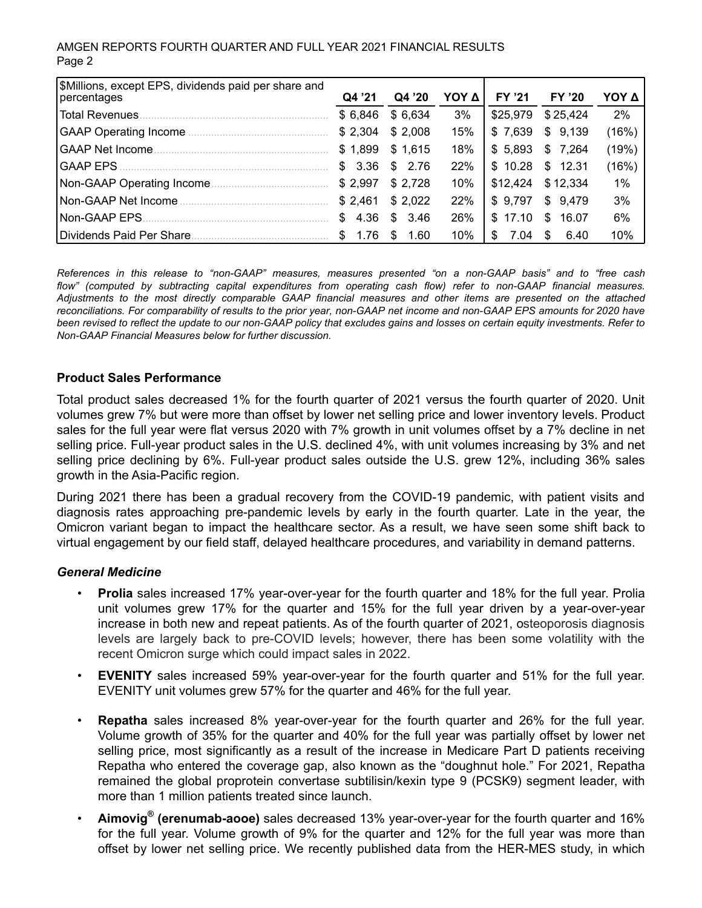| $Millions, except EPS, dividends paid per share and percentages | Q4 '21 | Q4 '20 | YOY Δ | FY '21 | FY '20 | YOY Δ |
|---|---|---|---|---|---|---|
| Total Revenues | $ 6,846 | $ 6,634 | 3% | $25,979 | $ 25,424 | 2% |
| GAAP Operating Income | $ 2,304 | $ 2,008 | 15% | $ 7,639 | $ 9,139 | (16%) |
| GAAP Net Income | $ 1,899 | $ 1,615 | 18% | $ 5,893 | $ 7,264 | (19%) |
| GAAP EPS | $ 3.36 | $ 2.76 | 22% | $ 10.28 | $ 12.31 | (16%) |
| Non-GAAP Operating Income | $ 2,997 | $ 2,728 | 10% | $12,424 | $ 12,334 | 1% |
| Non-GAAP Net Income | $ 2,461 | $ 2,022 | 22% | $ 9,797 | $ 9,479 | 3% |
| Non-GAAP EPS | $ 4.36 | $ 3.46 | 26% | $ 17.10 | $ 16.07 | 6% |
| Dividends Paid Per Share | $ 1.76 | $ 1.60 | 10% | $ 7.04 | $ 6.40 | 10% |

*References in this release to "non-GAAP" measures, measures presented "on a non-GAAP basis" and to "free cash flow" (computed by subtracting capital expenditures from operating cash flow) refer to non-GAAP financial measures. Adjustments to the most directly comparable GAAP financial measures and other items are presented on the attached reconciliations. For comparability of results to the prior year, non-GAAP net income and non-GAAP EPS amounts for 2020 have been revised to reflect the update to our non-GAAP policy that excludes gains and losses on certain equity investments. Refer to Non-GAAP Financial Measures below for further discussion.*

**Product Sales Performance**

Total product sales decreased 1% for the fourth quarter of 2021 versus the fourth quarter of 2020. Unit volumes grew 7% but were more than offset by lower net selling price and lower inventory levels. Product sales for the full year were flat versus 2020 with 7% growth in unit volumes offset by a 7% decline in net selling price. Full-year product sales in the U.S. declined 4%, with unit volumes increasing by 3% and net selling price declining by 6%. Full-year product sales outside the U.S. grew 12%, including 36% sales growth in the Asia-Pacific region.

During 2021 there has been a gradual recovery from the COVID-19 pandemic, with patient visits and diagnosis rates approaching pre-pandemic levels by early in the fourth quarter. Late in the year, the Omicron variant began to impact the healthcare sector. As a result, we have seen some shift back to virtual engagement by our field staff, delayed healthcare procedures, and variability in demand patterns.

***General Medicine***

- **Prolia** sales increased 17% year-over-year for the fourth quarter and 18% for the full year. Prolia unit volumes grew 17% for the quarter and 15% for the full year driven by a year-over-year increase in both new and repeat patients. As of the fourth quarter of 2021, osteoporosis diagnosis levels are largely back to pre-COVID levels; however, there has been some volatility with the recent Omicron surge which could impact sales in 2022.
- **EVENITY** sales increased 59% year-over-year for the fourth quarter and 51% for the full year. EVENITY unit volumes grew 57% for the quarter and 46% for the full year.
- **Repatha** sales increased 8% year-over-year for the fourth quarter and 26% for the full year. Volume growth of 35% for the quarter and 40% for the full year was partially offset by lower net selling price, most significantly as a result of the increase in Medicare Part D patients receiving Repatha who entered the coverage gap, also known as the "doughnut hole." For 2021, Repatha remained the global proprotein convertase subtilisin/kexin type 9 (PCSK9) segment leader, with more than 1 million patients treated since launch.
- **Aimovig® (erenumab-aooe)** sales decreased 13% year-over-year for the fourth quarter and 16% for the full year. Volume growth of 9% for the quarter and 12% for the full year was more than offset by lower net selling price. We recently published data from the HER-MES study, in which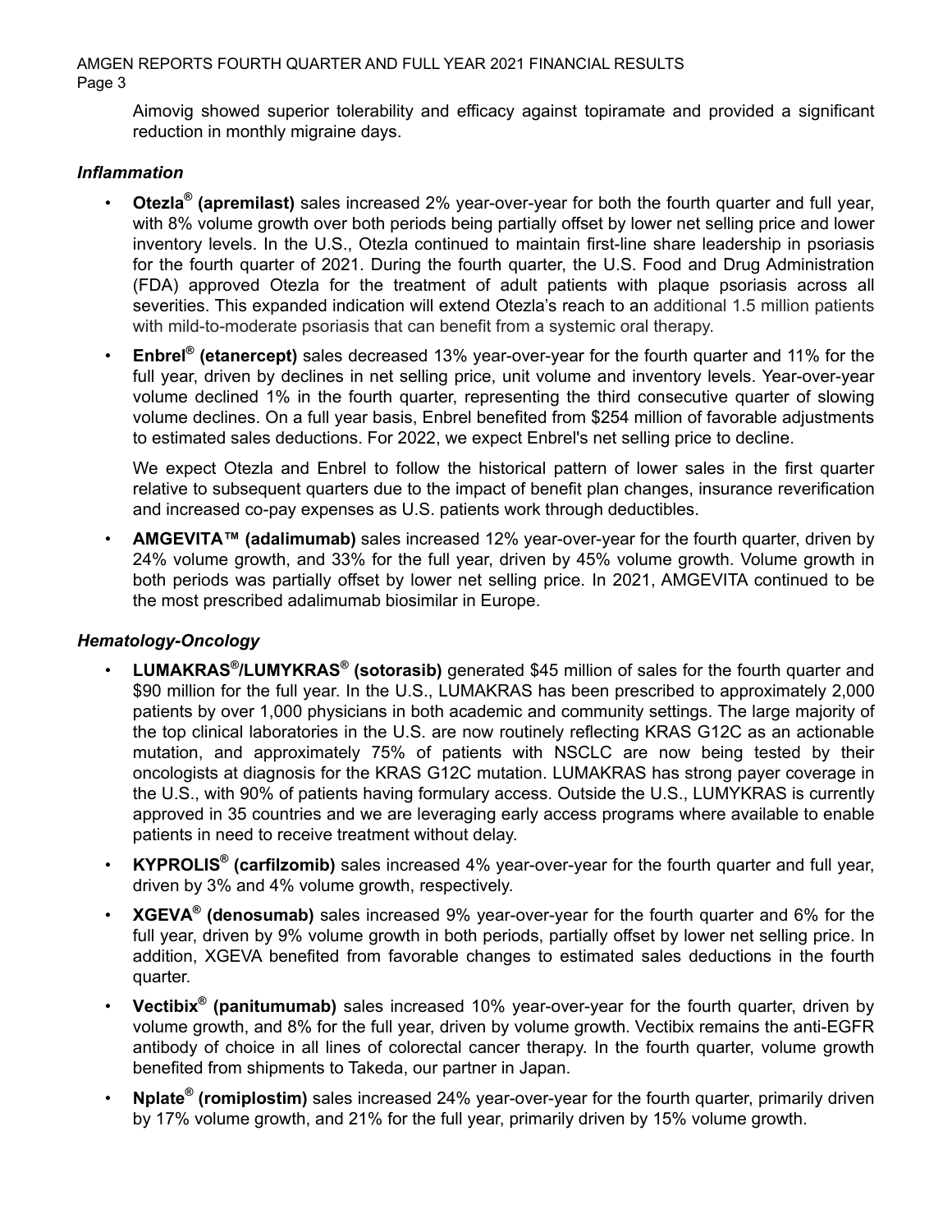Aimovig showed superior tolerability and efficacy against topiramate and provided a significant reduction in monthly migraine days.

***Inflammation***

- **Otezla® (apremilast)** sales increased 2% year-over-year for both the fourth quarter and full year, with 8% volume growth over both periods being partially offset by lower net selling price and lower inventory levels. In the U.S., Otezla continued to maintain first-line share leadership in psoriasis for the fourth quarter of 2021. During the fourth quarter, the U.S. Food and Drug Administration (FDA) approved Otezla for the treatment of adult patients with plaque psoriasis across all severities. This expanded indication will extend Otezla's reach to an additional 1.5 million patients with mild-to-moderate psoriasis that can benefit from a systemic oral therapy.
- **Enbrel® (etanercept)** sales decreased 13% year-over-year for the fourth quarter and 11% for the full year, driven by declines in net selling price, unit volume and inventory levels. Year-over-year volume declined 1% in the fourth quarter, representing the third consecutive quarter of slowing volume declines. On a full year basis, Enbrel benefited from $254 million of favorable adjustments to estimated sales deductions. For 2022, we expect Enbrel's net selling price to decline.

  We expect Otezla and Enbrel to follow the historical pattern of lower sales in the first quarter relative to subsequent quarters due to the impact of benefit plan changes, insurance reverification and increased co-pay expenses as U.S. patients work through deductibles.
- **AMGEVITA™ (adalimumab)** sales increased 12% year-over-year for the fourth quarter, driven by 24% volume growth, and 33% for the full year, driven by 45% volume growth. Volume growth in both periods was partially offset by lower net selling price. In 2021, AMGEVITA continued to be the most prescribed adalimumab biosimilar in Europe.

***Hematology-Oncology***

- **LUMAKRAS®/LUMYKRAS® (sotorasib)** generated $45 million of sales for the fourth quarter and $90 million for the full year. In the U.S., LUMAKRAS has been prescribed to approximately 2,000 patients by over 1,000 physicians in both academic and community settings. The large majority of the top clinical laboratories in the U.S. are now routinely reflecting KRAS G12C as an actionable mutation, and approximately 75% of patients with NSCLC are now being tested by their oncologists at diagnosis for the KRAS G12C mutation. LUMAKRAS has strong payer coverage in the U.S., with 90% of patients having formulary access. Outside the U.S., LUMYKRAS is currently approved in 35 countries and we are leveraging early access programs where available to enable patients in need to receive treatment without delay.
- **KYPROLIS® (carfilzomib)** sales increased 4% year-over-year for the fourth quarter and full year, driven by 3% and 4% volume growth, respectively.
- **XGEVA® (denosumab)** sales increased 9% year-over-year for the fourth quarter and 6% for the full year, driven by 9% volume growth in both periods, partially offset by lower net selling price. In addition, XGEVA benefited from favorable changes to estimated sales deductions in the fourth quarter.
- **Vectibix® (panitumumab)** sales increased 10% year-over-year for the fourth quarter, driven by volume growth, and 8% for the full year, driven by volume growth. Vectibix remains the anti-EGFR antibody of choice in all lines of colorectal cancer therapy. In the fourth quarter, volume growth benefited from shipments to Takeda, our partner in Japan.
- **Nplate® (romiplostim)** sales increased 24% year-over-year for the fourth quarter, primarily driven by 17% volume growth, and 21% for the full year, primarily driven by 15% volume growth.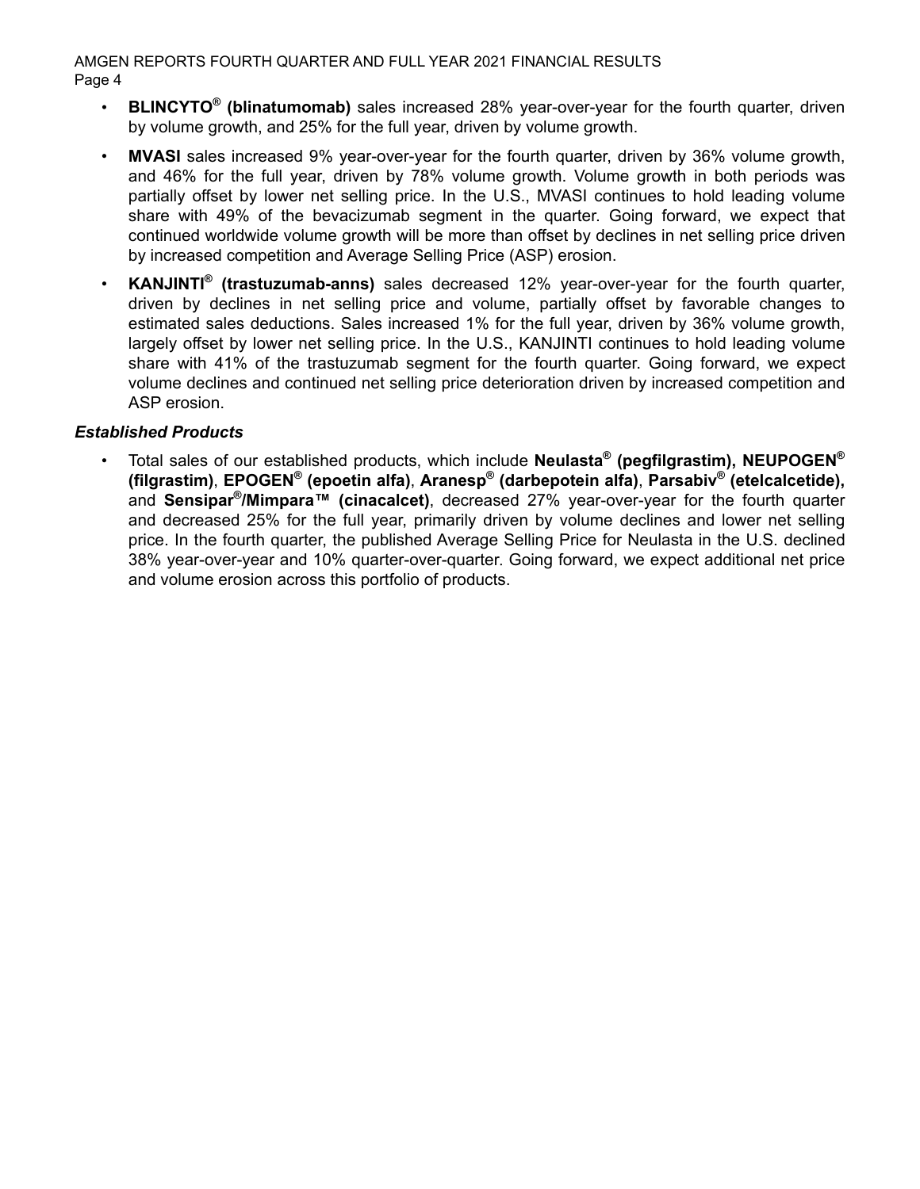- **BLINCYTO® (blinatumomab)** sales increased 28% year-over-year for the fourth quarter, driven by volume growth, and 25% for the full year, driven by volume growth.
- **MVASI** sales increased 9% year-over-year for the fourth quarter, driven by 36% volume growth, and 46% for the full year, driven by 78% volume growth. Volume growth in both periods was partially offset by lower net selling price. In the U.S., MVASI continues to hold leading volume share with 49% of the bevacizumab segment in the quarter. Going forward, we expect that continued worldwide volume growth will be more than offset by declines in net selling price driven by increased competition and Average Selling Price (ASP) erosion.
- **KANJINTI® (trastuzumab-anns)** sales decreased 12% year-over-year for the fourth quarter, driven by declines in net selling price and volume, partially offset by favorable changes to estimated sales deductions. Sales increased 1% for the full year, driven by 36% volume growth, largely offset by lower net selling price. In the U.S., KANJINTI continues to hold leading volume share with 41% of the trastuzumab segment for the fourth quarter. Going forward, we expect volume declines and continued net selling price deterioration driven by increased competition and ASP erosion.

### *Established Products*

- Total sales of our established products, which include **Neulasta® (pegfilgrastim), NEUPOGEN® (filgrastim)**, **EPOGEN® (epoetin alfa)**, **Aranesp® (darbepotein alfa)**, **Parsabiv® (etelcalcetide),** and **Sensipar®/Mimpara™ (cinacalcet)**, decreased 27% year-over-year for the fourth quarter and decreased 25% for the full year, primarily driven by volume declines and lower net selling price. In the fourth quarter, the published Average Selling Price for Neulasta in the U.S. declined 38% year-over-year and 10% quarter-over-quarter. Going forward, we expect additional net price and volume erosion across this portfolio of products.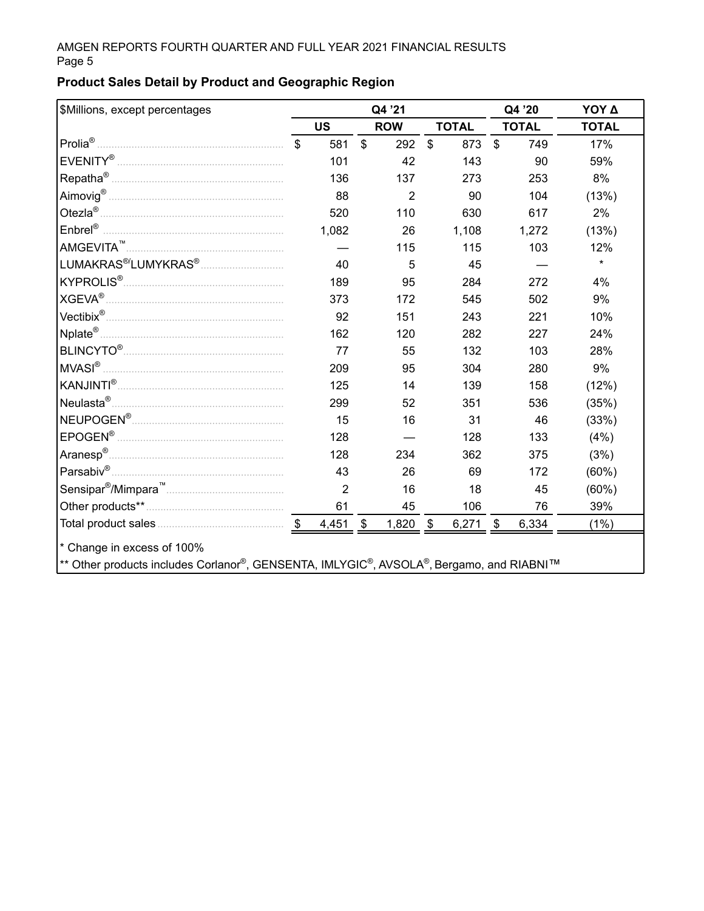## Product Sales Detail by Product and Geographic Region

| $Millions, except percentages | Q4 '21 | | | Q4 '20 | YOY Δ |
|---|---|---|---|---|---|
| | US | ROW | TOTAL | TOTAL | TOTAL |
| Prolia® | $ 581 | $ 292 | $ 873 | $ 749 | 17% |
| EVENITY® | 101 | 42 | 143 | 90 | 59% |
| Repatha® | 136 | 137 | 273 | 253 | 8% |
| Aimovig® | 88 | 2 | 90 | 104 | (13%) |
| Otezla® | 520 | 110 | 630 | 617 | 2% |
| Enbrel® | 1,082 | 26 | 1,108 | 1,272 | (13%) |
| AMGEVITA™ | — | 115 | 115 | 103 | 12% |
| LUMAKRAS®/LUMYKRAS® | 40 | 5 | 45 | — | * |
| KYPROLIS® | 189 | 95 | 284 | 272 | 4% |
| XGEVA® | 373 | 172 | 545 | 502 | 9% |
| Vectibix® | 92 | 151 | 243 | 221 | 10% |
| Nplate® | 162 | 120 | 282 | 227 | 24% |
| BLINCYTO® | 77 | 55 | 132 | 103 | 28% |
| MVASI® | 209 | 95 | 304 | 280 | 9% |
| KANJINTI® | 125 | 14 | 139 | 158 | (12%) |
| Neulasta® | 299 | 52 | 351 | 536 | (35%) |
| NEUPOGEN® | 15 | 16 | 31 | 46 | (33%) |
| EPOGEN® | 128 | — | 128 | 133 | (4%) |
| Aranesp® | 128 | 234 | 362 | 375 | (3%) |
| Parsabiv® | 43 | 26 | 69 | 172 | (60%) |
| Sensipar®/Mimpara™ | 2 | 16 | 18 | 45 | (60%) |
| Other products** | 61 | 45 | 106 | 76 | 39% |
| Total product sales | $ 4,451 | $ 1,820 | $ 6,271 | $ 6,334 | (1%) |

* Change in excess of 100%

** Other products includes Corlanor®, GENSENTA, IMLYGIC®, AVSOLA®, Bergamo, and RIABNI™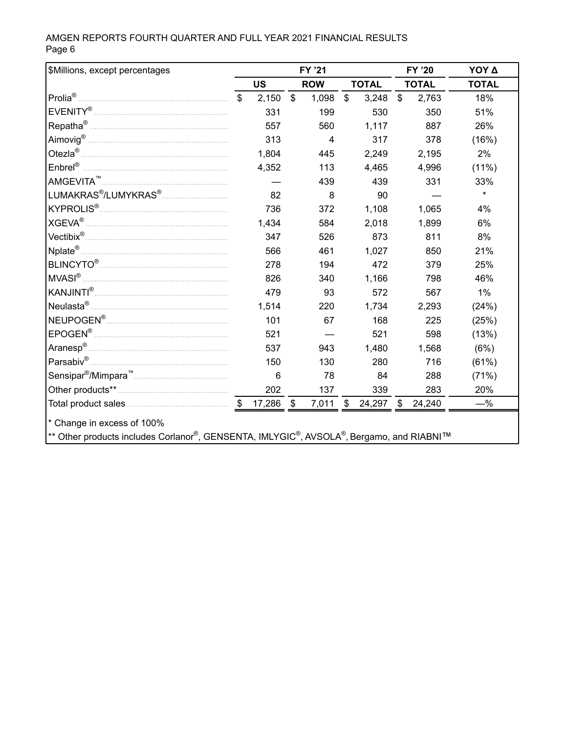AMGEN REPORTS FOURTH QUARTER AND FULL YEAR 2021 FINANCIAL RESULTS

| $Millions, except percentages | FY '21 | | | FY '20 | YOY Δ |
|---|---|---|---|---|---|
| | **US** | **ROW** | **TOTAL** | **TOTAL** | **TOTAL** |
| Prolia® | $ 2,150 | $ 1,098 | $ 3,248 | $ 2,763 | 18% |
| EVENITY® | 331 | 199 | 530 | 350 | 51% |
| Repatha® | 557 | 560 | 1,117 | 887 | 26% |
| Aimovig® | 313 | 4 | 317 | 378 | (16%) |
| Otezla® | 1,804 | 445 | 2,249 | 2,195 | 2% |
| Enbrel® | 4,352 | 113 | 4,465 | 4,996 | (11%) |
| AMGEVITA™ | — | 439 | 439 | 331 | 33% |
| LUMAKRAS®/LUMYKRAS® | 82 | 8 | 90 | — | * |
| KYPROLIS® | 736 | 372 | 1,108 | 1,065 | 4% |
| XGEVA® | 1,434 | 584 | 2,018 | 1,899 | 6% |
| Vectibix® | 347 | 526 | 873 | 811 | 8% |
| Nplate® | 566 | 461 | 1,027 | 850 | 21% |
| BLINCYTO® | 278 | 194 | 472 | 379 | 25% |
| MVASI® | 826 | 340 | 1,166 | 798 | 46% |
| KANJINTI® | 479 | 93 | 572 | 567 | 1% |
| Neulasta® | 1,514 | 220 | 1,734 | 2,293 | (24%) |
| NEUPOGEN® | 101 | 67 | 168 | 225 | (25%) |
| EPOGEN® | 521 | — | 521 | 598 | (13%) |
| Aranesp® | 537 | 943 | 1,480 | 1,568 | (6%) |
| Parsabiv® | 150 | 130 | 280 | 716 | (61%) |
| Sensipar®/Mimpara™ | 6 | 78 | 84 | 288 | (71%) |
| Other products** | 202 | 137 | 339 | 283 | 20% |
| Total product sales | $ 17,286 | $ 7,011 | $ 24,297 | $ 24,240 | —% |

* Change in excess of 100%

** Other products includes Corlanor®, GENSENTA, IMLYGIC®, AVSOLA®, Bergamo, and RIABNI™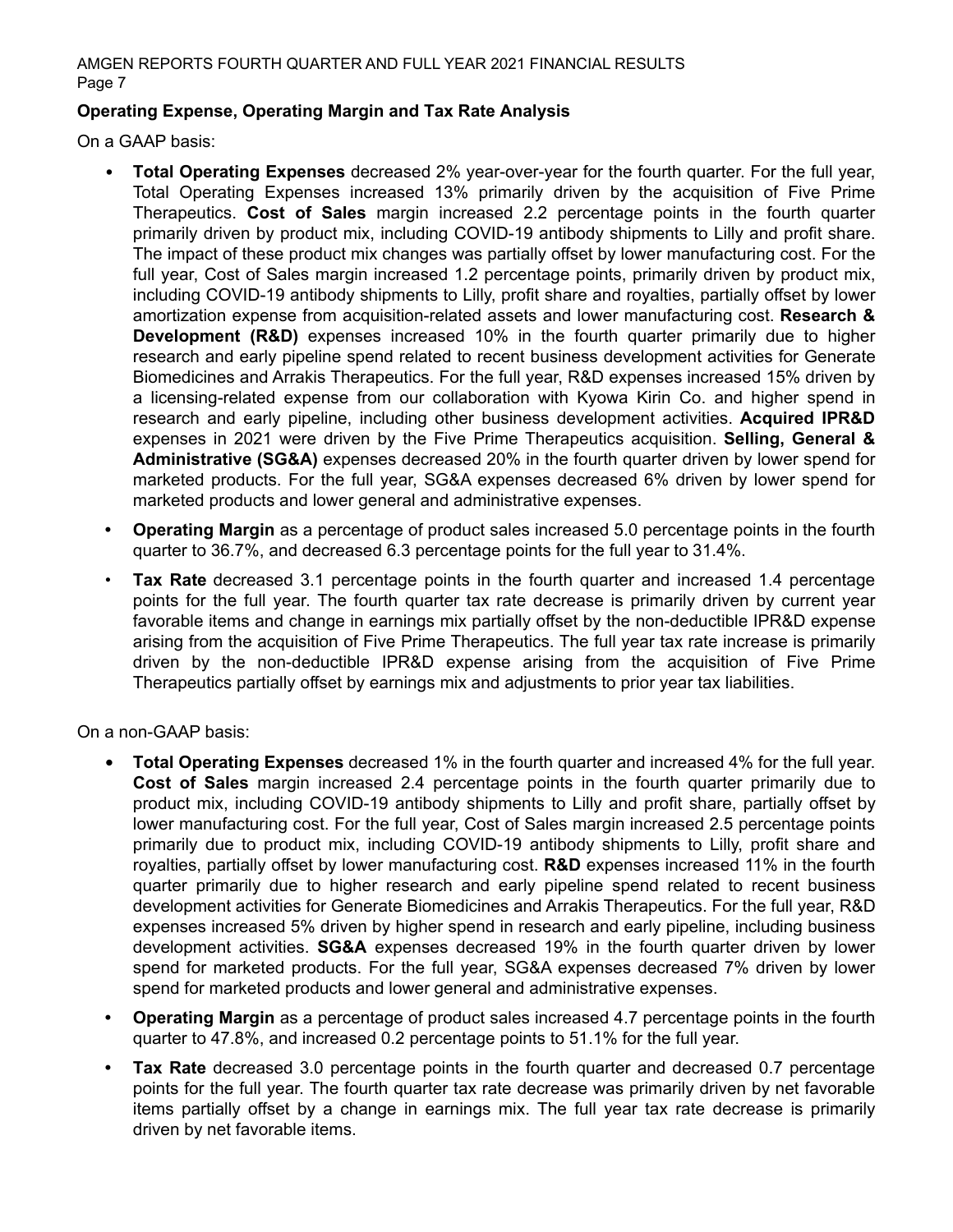**Operating Expense, Operating Margin and Tax Rate Analysis**

On a GAAP basis:

- **Total Operating Expenses** decreased 2% year-over-year for the fourth quarter. For the full year, Total Operating Expenses increased 13% primarily driven by the acquisition of Five Prime Therapeutics. **Cost of Sales** margin increased 2.2 percentage points in the fourth quarter primarily driven by product mix, including COVID-19 antibody shipments to Lilly and profit share. The impact of these product mix changes was partially offset by lower manufacturing cost. For the full year, Cost of Sales margin increased 1.2 percentage points, primarily driven by product mix, including COVID-19 antibody shipments to Lilly, profit share and royalties, partially offset by lower amortization expense from acquisition-related assets and lower manufacturing cost. **Research & Development (R&D)** expenses increased 10% in the fourth quarter primarily due to higher research and early pipeline spend related to recent business development activities for Generate Biomedicines and Arrakis Therapeutics. For the full year, R&D expenses increased 15% driven by a licensing-related expense from our collaboration with Kyowa Kirin Co. and higher spend in research and early pipeline, including other business development activities. **Acquired IPR&D** expenses in 2021 were driven by the Five Prime Therapeutics acquisition. **Selling, General & Administrative (SG&A)** expenses decreased 20% in the fourth quarter driven by lower spend for marketed products. For the full year, SG&A expenses decreased 6% driven by lower spend for marketed products and lower general and administrative expenses.
- **Operating Margin** as a percentage of product sales increased 5.0 percentage points in the fourth quarter to 36.7%, and decreased 6.3 percentage points for the full year to 31.4%.
- **Tax Rate** decreased 3.1 percentage points in the fourth quarter and increased 1.4 percentage points for the full year. The fourth quarter tax rate decrease is primarily driven by current year favorable items and change in earnings mix partially offset by the non-deductible IPR&D expense arising from the acquisition of Five Prime Therapeutics. The full year tax rate increase is primarily driven by the non-deductible IPR&D expense arising from the acquisition of Five Prime Therapeutics partially offset by earnings mix and adjustments to prior year tax liabilities.

On a non-GAAP basis:

- **Total Operating Expenses** decreased 1% in the fourth quarter and increased 4% for the full year. **Cost of Sales** margin increased 2.4 percentage points in the fourth quarter primarily due to product mix, including COVID-19 antibody shipments to Lilly and profit share, partially offset by lower manufacturing cost. For the full year, Cost of Sales margin increased 2.5 percentage points primarily due to product mix, including COVID-19 antibody shipments to Lilly, profit share and royalties, partially offset by lower manufacturing cost. **R&D** expenses increased 11% in the fourth quarter primarily due to higher research and early pipeline spend related to recent business development activities for Generate Biomedicines and Arrakis Therapeutics. For the full year, R&D expenses increased 5% driven by higher spend in research and early pipeline, including business development activities. **SG&A** expenses decreased 19% in the fourth quarter driven by lower spend for marketed products. For the full year, SG&A expenses decreased 7% driven by lower spend for marketed products and lower general and administrative expenses.
- **Operating Margin** as a percentage of product sales increased 4.7 percentage points in the fourth quarter to 47.8%, and increased 0.2 percentage points to 51.1% for the full year.
- **Tax Rate** decreased 3.0 percentage points in the fourth quarter and decreased 0.7 percentage points for the full year. The fourth quarter tax rate decrease was primarily driven by net favorable items partially offset by a change in earnings mix. The full year tax rate decrease is primarily driven by net favorable items.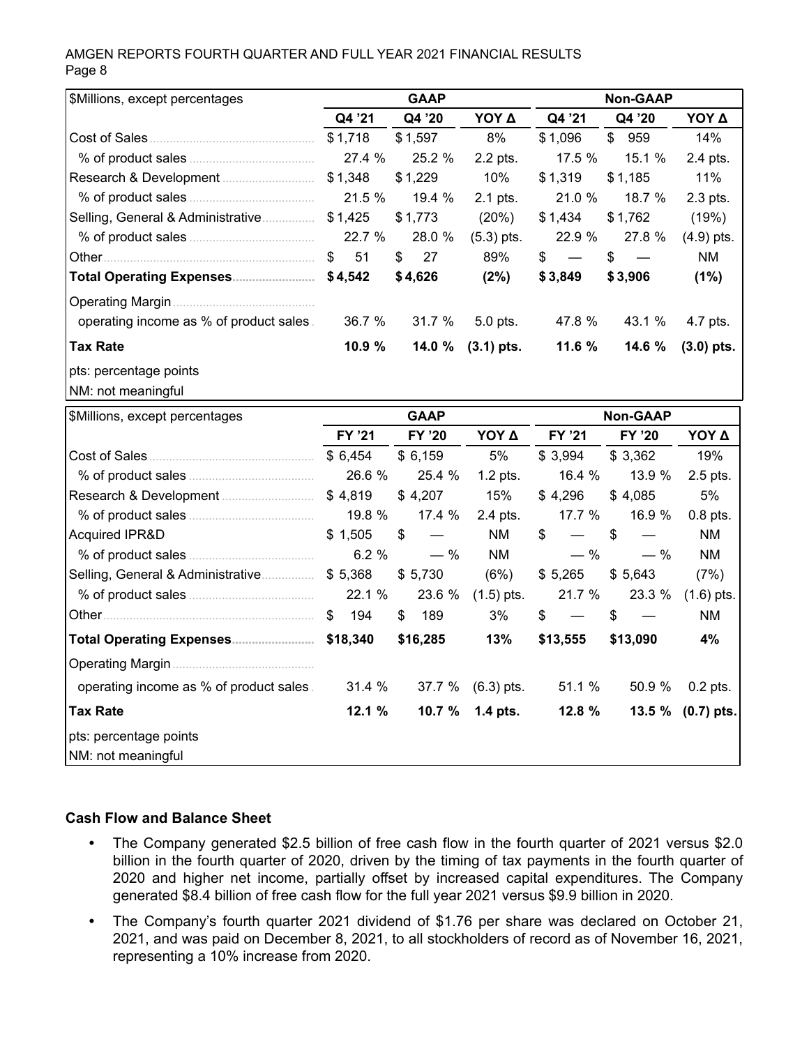| $Millions, except percentages | GAAP | | | Non-GAAP | | |
|---|---|---|---|---|---|---|
| | Q4 '21 | Q4 '20 | YOY Δ | Q4 '21 | Q4 '20 | YOY Δ |
| Cost of Sales | $ 1,718 | $ 1,597 | 8% | $ 1,096 | $ 959 | 14% |
| % of product sales | 27.4 % | 25.2 % | 2.2 pts. | 17.5 % | 15.1 % | 2.4 pts. |
| Research & Development | $ 1,348 | $ 1,229 | 10% | $ 1,319 | $ 1,185 | 11% |
| % of product sales | 21.5 % | 19.4 % | 2.1 pts. | 21.0 % | 18.7 % | 2.3 pts. |
| Selling, General & Administrative | $ 1,425 | $ 1,773 | (20%) | $ 1,434 | $ 1,762 | (19%) |
| % of product sales | 22.7 % | 28.0 % | (5.3) pts. | 22.9 % | 27.8 % | (4.9) pts. |
| Other | $ 51 | $ 27 | 89% | $ — | $ — | NM |
| **Total Operating Expenses** | **$ 4,542** | **$ 4,626** | **(2%)** | **$ 3,849** | **$ 3,906** | **(1%)** |
| Operating Margin | | | | | | |
| operating income as % of product sales | 36.7 % | 31.7 % | 5.0 pts. | 47.8 % | 43.1 % | 4.7 pts. |
| **Tax Rate** | **10.9 %** | **14.0 %** | **(3.1) pts.** | **11.6 %** | **14.6 %** | **(3.0) pts.** |

pts: percentage points
NM: not meaningful

| $Millions, except percentages | GAAP | | | Non-GAAP | | |
|---|---|---|---|---|---|---|
| | FY '21 | FY '20 | YOY Δ | FY '21 | FY '20 | YOY Δ |
| Cost of Sales | $ 6,454 | $ 6,159 | 5% | $ 3,994 | $ 3,362 | 19% |
| % of product sales | 26.6 % | 25.4 % | 1.2 pts. | 16.4 % | 13.9 % | 2.5 pts. |
| Research & Development | $ 4,819 | $ 4,207 | 15% | $ 4,296 | $ 4,085 | 5% |
| % of product sales | 19.8 % | 17.4 % | 2.4 pts. | 17.7 % | 16.9 % | 0.8 pts. |
| Acquired IPR&D | $ 1,505 | $ — | NM | $ — | $ — | NM |
| % of product sales | 6.2 % | — % | NM | — % | — % | NM |
| Selling, General & Administrative | $ 5,368 | $ 5,730 | (6%) | $ 5,265 | $ 5,643 | (7%) |
| % of product sales | 22.1 % | 23.6 % | (1.5) pts. | 21.7 % | 23.3 % | (1.6) pts. |
| Other | $ 194 | $ 189 | 3% | $ — | $ — | NM |
| **Total Operating Expenses** | **$18,340** | **$16,285** | **13%** | **$13,555** | **$13,090** | **4%** |
| Operating Margin | | | | | | |
| operating income as % of product sales | 31.4 % | 37.7 % | (6.3) pts. | 51.1 % | 50.9 % | 0.2 pts. |
| **Tax Rate** | **12.1 %** | **10.7 %** | **1.4 pts.** | **12.8 %** | **13.5 %** | **(0.7) pts.** |

pts: percentage points
NM: not meaningful

**Cash Flow and Balance Sheet**

- The Company generated $2.5 billion of free cash flow in the fourth quarter of 2021 versus $2.0 billion in the fourth quarter of 2020, driven by the timing of tax payments in the fourth quarter of 2020 and higher net income, partially offset by increased capital expenditures. The Company generated $8.4 billion of free cash flow for the full year 2021 versus $9.9 billion in 2020.
- The Company's fourth quarter 2021 dividend of $1.76 per share was declared on October 21, 2021, and was paid on December 8, 2021, to all stockholders of record as of November 16, 2021, representing a 10% increase from 2020.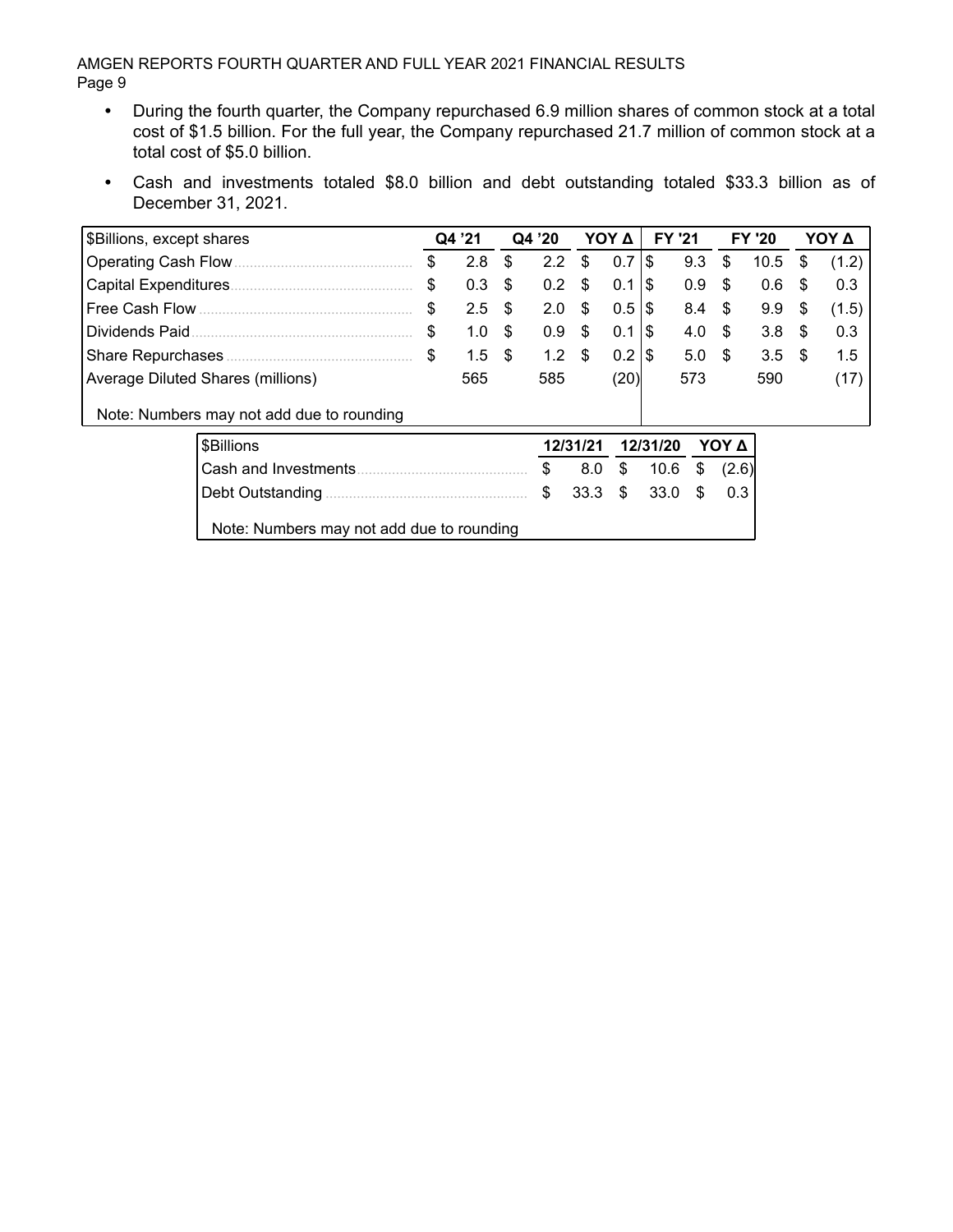- During the fourth quarter, the Company repurchased 6.9 million shares of common stock at a total cost of $1.5 billion. For the full year, the Company repurchased 21.7 million of common stock at a total cost of $5.0 billion.
- Cash and investments totaled $8.0 billion and debt outstanding totaled $33.3 billion as of December 31, 2021.

| $Billions, except shares | Q4 '21 | Q4 '20 | YOY Δ | FY '21 | FY '20 | YOY Δ |
|---|---|---|---|---|---|---|
| Operating Cash Flow | $ 2.8 | $ 2.2 | $ 0.7 | $ 9.3 | $ 10.5 | $ (1.2) |
| Capital Expenditures | $ 0.3 | $ 0.2 | $ 0.1 | $ 0.9 | $ 0.6 | $ 0.3 |
| Free Cash Flow | $ 2.5 | $ 2.0 | $ 0.5 | $ 8.4 | $ 9.9 | $ (1.5) |
| Dividends Paid | $ 1.0 | $ 0.9 | $ 0.1 | $ 4.0 | $ 3.8 | $ 0.3 |
| Share Repurchases | $ 1.5 | $ 1.2 | $ 0.2 | $ 5.0 | $ 3.5 | $ 1.5 |
| Average Diluted Shares (millions) | 565 | 585 | (20) | 573 | 590 | (17) |

Note: Numbers may not add due to rounding

| $Billions | 12/31/21 | 12/31/20 | YOY Δ |
|---|---|---|---|
| Cash and Investments | $ 8.0 | $ 10.6 | $ (2.6) |
| Debt Outstanding | $ 33.3 | $ 33.0 | $ 0.3 |

Note: Numbers may not add due to rounding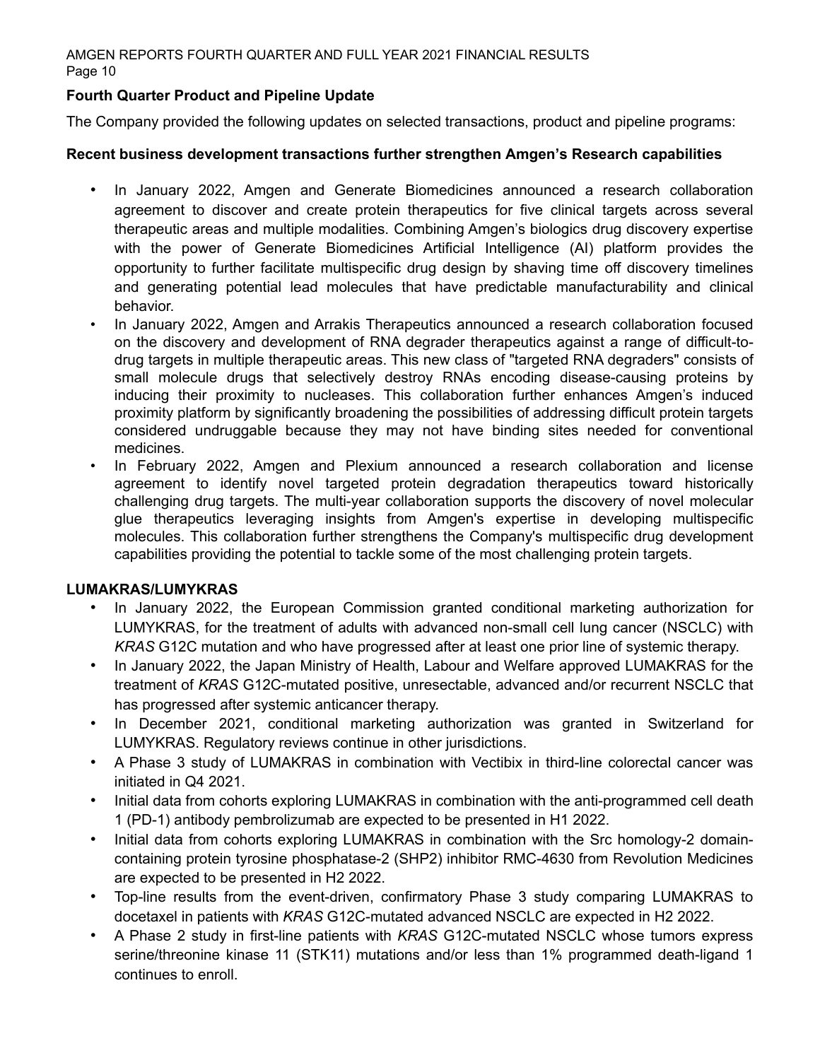## Fourth Quarter Product and Pipeline Update

The Company provided the following updates on selected transactions, product and pipeline programs:

### Recent business development transactions further strengthen Amgen's Research capabilities

- In January 2022, Amgen and Generate Biomedicines announced a research collaboration agreement to discover and create protein therapeutics for five clinical targets across several therapeutic areas and multiple modalities. Combining Amgen's biologics drug discovery expertise with the power of Generate Biomedicines Artificial Intelligence (AI) platform provides the opportunity to further facilitate multispecific drug design by shaving time off discovery timelines and generating potential lead molecules that have predictable manufacturability and clinical behavior.
- In January 2022, Amgen and Arrakis Therapeutics announced a research collaboration focused on the discovery and development of RNA degrader therapeutics against a range of difficult-to-drug targets in multiple therapeutic areas. This new class of "targeted RNA degraders" consists of small molecule drugs that selectively destroy RNAs encoding disease-causing proteins by inducing their proximity to nucleases. This collaboration further enhances Amgen's induced proximity platform by significantly broadening the possibilities of addressing difficult protein targets considered undruggable because they may not have binding sites needed for conventional medicines.
- In February 2022, Amgen and Plexium announced a research collaboration and license agreement to identify novel targeted protein degradation therapeutics toward historically challenging drug targets. The multi-year collaboration supports the discovery of novel molecular glue therapeutics leveraging insights from Amgen's expertise in developing multispecific molecules. This collaboration further strengthens the Company's multispecific drug development capabilities providing the potential to tackle some of the most challenging protein targets.

### LUMAKRAS/LUMYKRAS

- In January 2022, the European Commission granted conditional marketing authorization for LUMYKRAS, for the treatment of adults with advanced non-small cell lung cancer (NSCLC) with *KRAS* G12C mutation and who have progressed after at least one prior line of systemic therapy.
- In January 2022, the Japan Ministry of Health, Labour and Welfare approved LUMAKRAS for the treatment of *KRAS* G12C-mutated positive, unresectable, advanced and/or recurrent NSCLC that has progressed after systemic anticancer therapy.
- In December 2021, conditional marketing authorization was granted in Switzerland for LUMYKRAS. Regulatory reviews continue in other jurisdictions.
- A Phase 3 study of LUMAKRAS in combination with Vectibix in third-line colorectal cancer was initiated in Q4 2021.
- Initial data from cohorts exploring LUMAKRAS in combination with the anti-programmed cell death 1 (PD-1) antibody pembrolizumab are expected to be presented in H1 2022.
- Initial data from cohorts exploring LUMAKRAS in combination with the Src homology-2 domain-containing protein tyrosine phosphatase-2 (SHP2) inhibitor RMC-4630 from Revolution Medicines are expected to be presented in H2 2022.
- Top-line results from the event-driven, confirmatory Phase 3 study comparing LUMAKRAS to docetaxel in patients with *KRAS* G12C-mutated advanced NSCLC are expected in H2 2022.
- A Phase 2 study in first-line patients with *KRAS* G12C-mutated NSCLC whose tumors express serine/threonine kinase 11 (STK11) mutations and/or less than 1% programmed death-ligand 1 continues to enroll.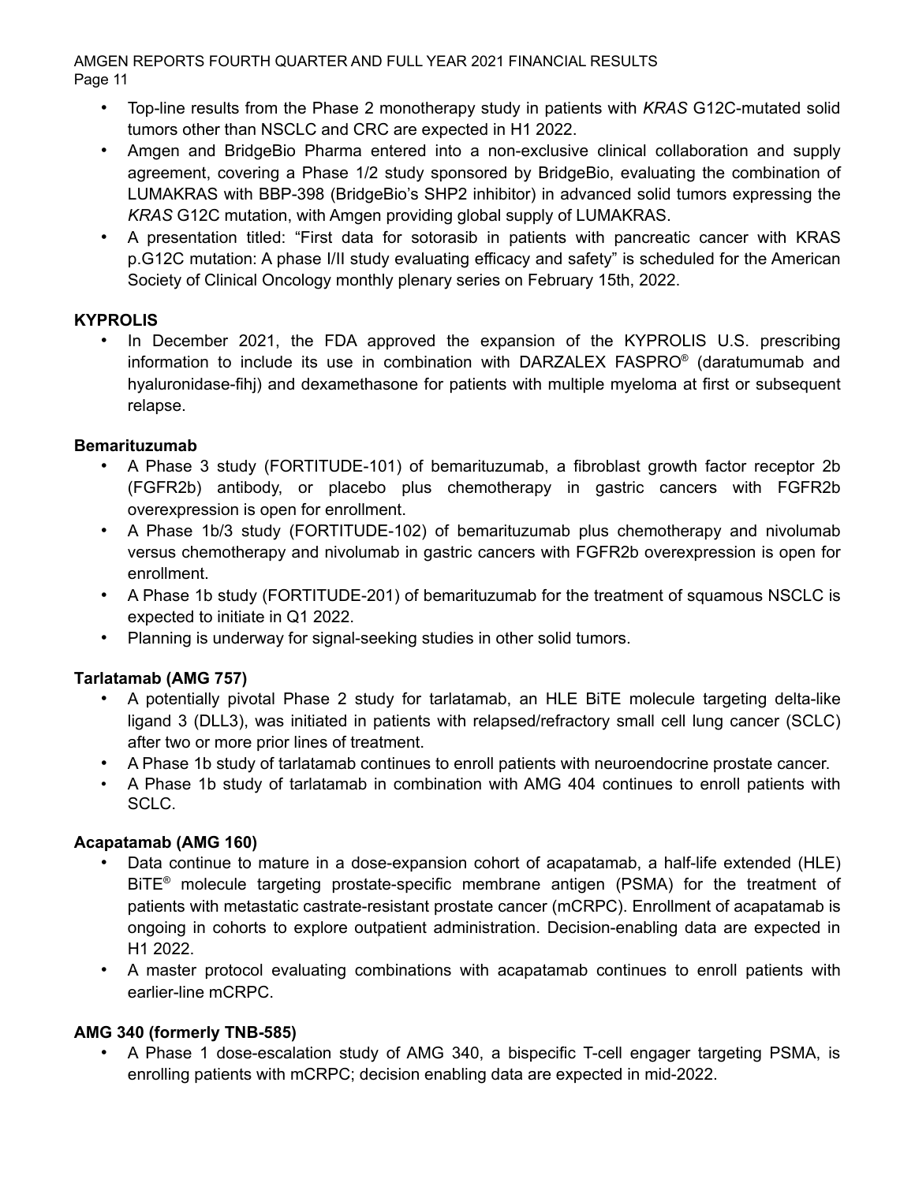- Top-line results from the Phase 2 monotherapy study in patients with *KRAS* G12C-mutated solid tumors other than NSCLC and CRC are expected in H1 2022.
- Amgen and BridgeBio Pharma entered into a non-exclusive clinical collaboration and supply agreement, covering a Phase 1/2 study sponsored by BridgeBio, evaluating the combination of LUMAKRAS with BBP-398 (BridgeBio's SHP2 inhibitor) in advanced solid tumors expressing the *KRAS* G12C mutation, with Amgen providing global supply of LUMAKRAS.
- A presentation titled: "First data for sotorasib in patients with pancreatic cancer with KRAS p.G12C mutation: A phase I/II study evaluating efficacy and safety" is scheduled for the American Society of Clinical Oncology monthly plenary series on February 15th, 2022.

**KYPROLIS**

- In December 2021, the FDA approved the expansion of the KYPROLIS U.S. prescribing information to include its use in combination with DARZALEX FASPRO® (daratumumab and hyaluronidase-fihj) and dexamethasone for patients with multiple myeloma at first or subsequent relapse.

**Bemarituzumab**

- A Phase 3 study (FORTITUDE-101) of bemarituzumab, a fibroblast growth factor receptor 2b (FGFR2b) antibody, or placebo plus chemotherapy in gastric cancers with FGFR2b overexpression is open for enrollment.
- A Phase 1b/3 study (FORTITUDE-102) of bemarituzumab plus chemotherapy and nivolumab versus chemotherapy and nivolumab in gastric cancers with FGFR2b overexpression is open for enrollment.
- A Phase 1b study (FORTITUDE-201) of bemarituzumab for the treatment of squamous NSCLC is expected to initiate in Q1 2022.
- Planning is underway for signal-seeking studies in other solid tumors.

**Tarlatamab (AMG 757)**

- A potentially pivotal Phase 2 study for tarlatamab, an HLE BiTE molecule targeting delta-like ligand 3 (DLL3), was initiated in patients with relapsed/refractory small cell lung cancer (SCLC) after two or more prior lines of treatment.
- A Phase 1b study of tarlatamab continues to enroll patients with neuroendocrine prostate cancer.
- A Phase 1b study of tarlatamab in combination with AMG 404 continues to enroll patients with SCLC.

**Acapatamab (AMG 160)**

- Data continue to mature in a dose-expansion cohort of acapatamab, a half-life extended (HLE) BiTE® molecule targeting prostate-specific membrane antigen (PSMA) for the treatment of patients with metastatic castrate-resistant prostate cancer (mCRPC). Enrollment of acapatamab is ongoing in cohorts to explore outpatient administration. Decision-enabling data are expected in H1 2022.
- A master protocol evaluating combinations with acapatamab continues to enroll patients with earlier-line mCRPC.

**AMG 340 (formerly TNB-585)**

- A Phase 1 dose-escalation study of AMG 340, a bispecific T-cell engager targeting PSMA, is enrolling patients with mCRPC; decision enabling data are expected in mid-2022.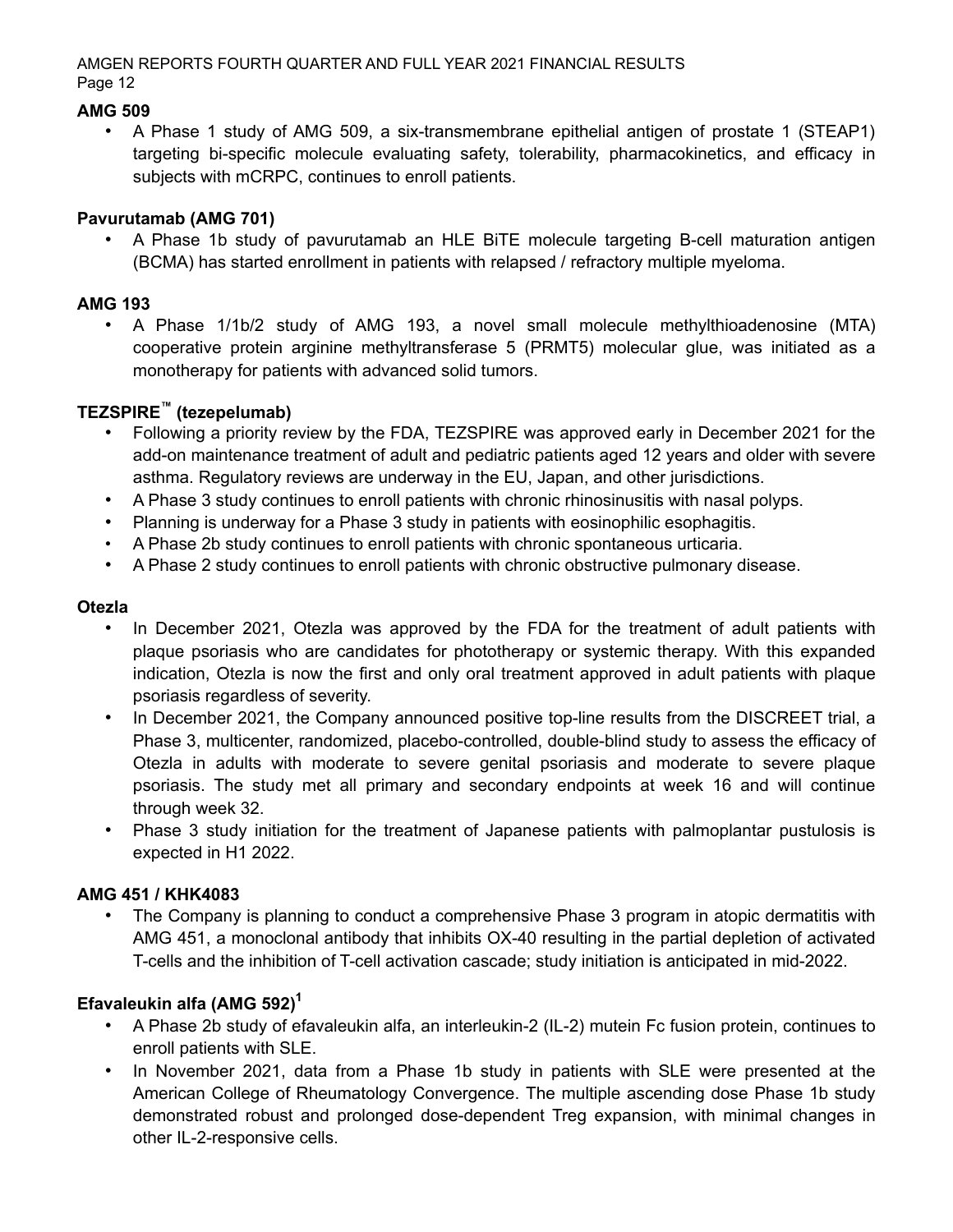**AMG 509**

- A Phase 1 study of AMG 509, a six-transmembrane epithelial antigen of prostate 1 (STEAP1) targeting bi-specific molecule evaluating safety, tolerability, pharmacokinetics, and efficacy in subjects with mCRPC, continues to enroll patients.

**Pavurutamab (AMG 701)**

- A Phase 1b study of pavurutamab an HLE BiTE molecule targeting B-cell maturation antigen (BCMA) has started enrollment in patients with relapsed / refractory multiple myeloma.

**AMG 193**

- A Phase 1/1b/2 study of AMG 193, a novel small molecule methylthioadenosine (MTA) cooperative protein arginine methyltransferase 5 (PRMT5) molecular glue, was initiated as a monotherapy for patients with advanced solid tumors.

**TEZSPIRE™ (tezepelumab)**

- Following a priority review by the FDA, TEZSPIRE was approved early in December 2021 for the add-on maintenance treatment of adult and pediatric patients aged 12 years and older with severe asthma. Regulatory reviews are underway in the EU, Japan, and other jurisdictions.
- A Phase 3 study continues to enroll patients with chronic rhinosinusitis with nasal polyps.
- Planning is underway for a Phase 3 study in patients with eosinophilic esophagitis.
- A Phase 2b study continues to enroll patients with chronic spontaneous urticaria.
- A Phase 2 study continues to enroll patients with chronic obstructive pulmonary disease.

**Otezla**

- In December 2021, Otezla was approved by the FDA for the treatment of adult patients with plaque psoriasis who are candidates for phototherapy or systemic therapy. With this expanded indication, Otezla is now the first and only oral treatment approved in adult patients with plaque psoriasis regardless of severity.
- In December 2021, the Company announced positive top-line results from the DISCREET trial, a Phase 3, multicenter, randomized, placebo-controlled, double-blind study to assess the efficacy of Otezla in adults with moderate to severe genital psoriasis and moderate to severe plaque psoriasis. The study met all primary and secondary endpoints at week 16 and will continue through week 32.
- Phase 3 study initiation for the treatment of Japanese patients with palmoplantar pustulosis is expected in H1 2022.

**AMG 451 / KHK4083**

- The Company is planning to conduct a comprehensive Phase 3 program in atopic dermatitis with AMG 451, a monoclonal antibody that inhibits OX-40 resulting in the partial depletion of activated T-cells and the inhibition of T-cell activation cascade; study initiation is anticipated in mid-2022.

**Efavaleukin alfa (AMG 592)[1]**

- A Phase 2b study of efavaleukin alfa, an interleukin-2 (IL-2) mutein Fc fusion protein, continues to enroll patients with SLE.
- In November 2021, data from a Phase 1b study in patients with SLE were presented at the American College of Rheumatology Convergence. The multiple ascending dose Phase 1b study demonstrated robust and prolonged dose-dependent Treg expansion, with minimal changes in other IL-2-responsive cells.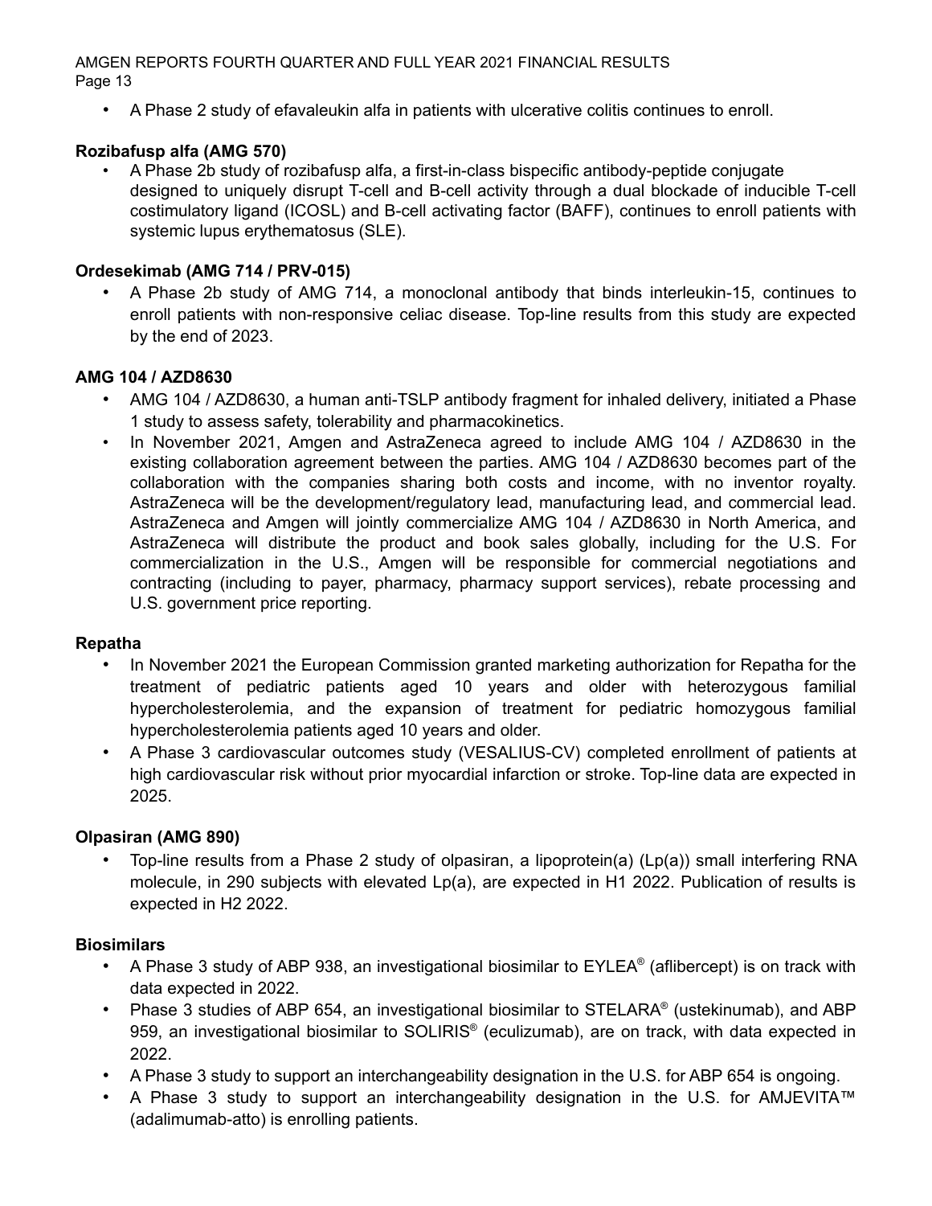- A Phase 2 study of efavaleukin alfa in patients with ulcerative colitis continues to enroll.

**Rozibafusp alfa (AMG 570)**

- A Phase 2b study of rozibafusp alfa, a first-in-class bispecific antibody-peptide conjugate designed to uniquely disrupt T-cell and B-cell activity through a dual blockade of inducible T-cell costimulatory ligand (ICOSL) and B-cell activating factor (BAFF), continues to enroll patients with systemic lupus erythematosus (SLE).

**Ordesekimab (AMG 714 / PRV-015)**

- A Phase 2b study of AMG 714, a monoclonal antibody that binds interleukin-15, continues to enroll patients with non-responsive celiac disease. Top-line results from this study are expected by the end of 2023.

**AMG 104 / AZD8630**

- AMG 104 / AZD8630, a human anti-TSLP antibody fragment for inhaled delivery, initiated a Phase 1 study to assess safety, tolerability and pharmacokinetics.
- In November 2021, Amgen and AstraZeneca agreed to include AMG 104 / AZD8630 in the existing collaboration agreement between the parties. AMG 104 / AZD8630 becomes part of the collaboration with the companies sharing both costs and income, with no inventor royalty. AstraZeneca will be the development/regulatory lead, manufacturing lead, and commercial lead. AstraZeneca and Amgen will jointly commercialize AMG 104 / AZD8630 in North America, and AstraZeneca will distribute the product and book sales globally, including for the U.S. For commercialization in the U.S., Amgen will be responsible for commercial negotiations and contracting (including to payer, pharmacy, pharmacy support services), rebate processing and U.S. government price reporting.

**Repatha**

- In November 2021 the European Commission granted marketing authorization for Repatha for the treatment of pediatric patients aged 10 years and older with heterozygous familial hypercholesterolemia, and the expansion of treatment for pediatric homozygous familial hypercholesterolemia patients aged 10 years and older.
- A Phase 3 cardiovascular outcomes study (VESALIUS-CV) completed enrollment of patients at high cardiovascular risk without prior myocardial infarction or stroke. Top-line data are expected in 2025.

**Olpasiran (AMG 890)**

- Top-line results from a Phase 2 study of olpasiran, a lipoprotein(a) (Lp(a)) small interfering RNA molecule, in 290 subjects with elevated Lp(a), are expected in H1 2022. Publication of results is expected in H2 2022.

**Biosimilars**

- A Phase 3 study of ABP 938, an investigational biosimilar to EYLEA® (aflibercept) is on track with data expected in 2022.
- Phase 3 studies of ABP 654, an investigational biosimilar to STELARA® (ustekinumab), and ABP 959, an investigational biosimilar to SOLIRIS® (eculizumab), are on track, with data expected in 2022.
- A Phase 3 study to support an interchangeability designation in the U.S. for ABP 654 is ongoing.
- A Phase 3 study to support an interchangeability designation in the U.S. for AMJEVITA™ (adalimumab-atto) is enrolling patients.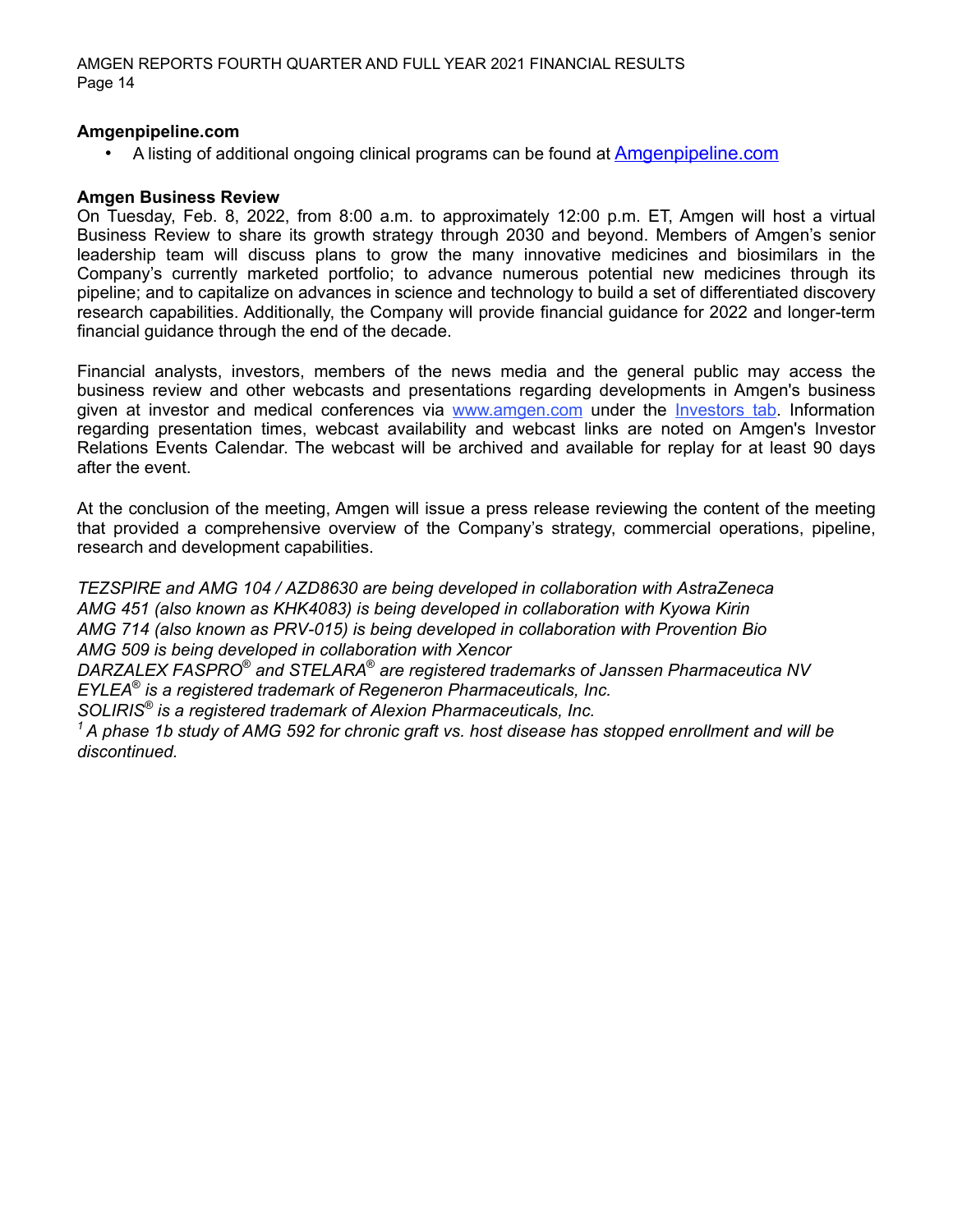**Amgenpipeline.com**

- A listing of additional ongoing clinical programs can be found at [Amgenpipeline.com](Amgenpipeline.com)

**Amgen Business Review**

On Tuesday, Feb. 8, 2022, from 8:00 a.m. to approximately 12:00 p.m. ET, Amgen will host a virtual Business Review to share its growth strategy through 2030 and beyond. Members of Amgen's senior leadership team will discuss plans to grow the many innovative medicines and biosimilars in the Company's currently marketed portfolio; to advance numerous potential new medicines through its pipeline; and to capitalize on advances in science and technology to build a set of differentiated discovery research capabilities. Additionally, the Company will provide financial guidance for 2022 and longer-term financial guidance through the end of the decade.

Financial analysts, investors, members of the news media and the general public may access the business review and other webcasts and presentations regarding developments in Amgen's business given at investor and medical conferences via www.amgen.com under the Investors tab. Information regarding presentation times, webcast availability and webcast links are noted on Amgen's Investor Relations Events Calendar. The webcast will be archived and available for replay for at least 90 days after the event.

At the conclusion of the meeting, Amgen will issue a press release reviewing the content of the meeting that provided a comprehensive overview of the Company's strategy, commercial operations, pipeline, research and development capabilities.

*TEZSPIRE and AMG 104 / AZD8630 are being developed in collaboration with AstraZeneca*
*AMG 451 (also known as KHK4083) is being developed in collaboration with Kyowa Kirin*
*AMG 714 (also known as PRV-015) is being developed in collaboration with Provention Bio*
*AMG 509 is being developed in collaboration with Xencor*
*DARZALEX FASPRO® and STELARA® are registered trademarks of Janssen Pharmaceutica NV*
*EYLEA® is a registered trademark of Regeneron Pharmaceuticals, Inc.*
*SOLIRIS® is a registered trademark of Alexion Pharmaceuticals, Inc.*
*[1] A phase 1b study of AMG 592 for chronic graft vs. host disease has stopped enrollment and will be discontinued.*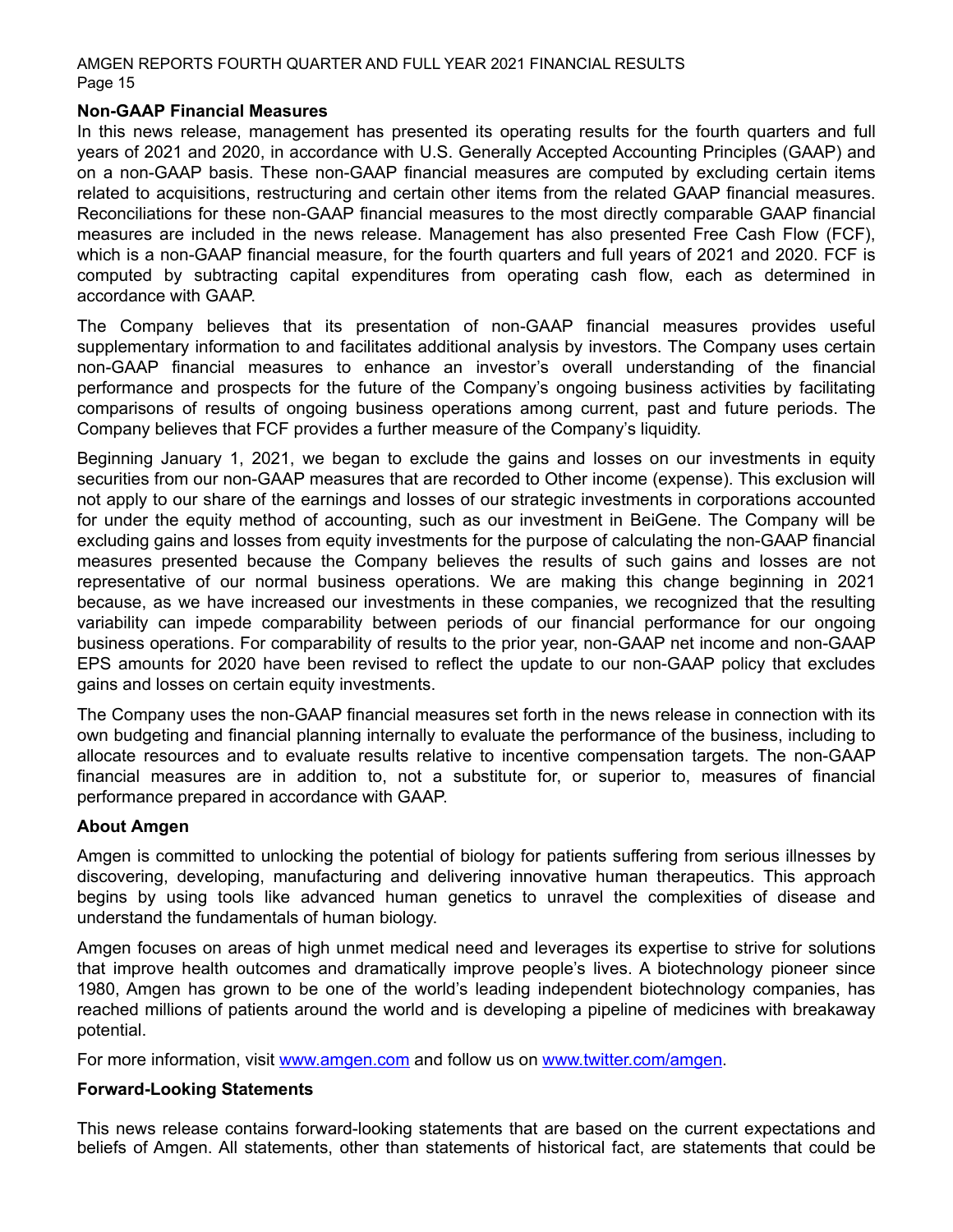## Non-GAAP Financial Measures

In this news release, management has presented its operating results for the fourth quarters and full years of 2021 and 2020, in accordance with U.S. Generally Accepted Accounting Principles (GAAP) and on a non-GAAP basis. These non-GAAP financial measures are computed by excluding certain items related to acquisitions, restructuring and certain other items from the related GAAP financial measures. Reconciliations for these non-GAAP financial measures to the most directly comparable GAAP financial measures are included in the news release. Management has also presented Free Cash Flow (FCF), which is a non-GAAP financial measure, for the fourth quarters and full years of 2021 and 2020. FCF is computed by subtracting capital expenditures from operating cash flow, each as determined in accordance with GAAP.

The Company believes that its presentation of non-GAAP financial measures provides useful supplementary information to and facilitates additional analysis by investors. The Company uses certain non-GAAP financial measures to enhance an investor's overall understanding of the financial performance and prospects for the future of the Company's ongoing business activities by facilitating comparisons of results of ongoing business operations among current, past and future periods. The Company believes that FCF provides a further measure of the Company's liquidity.

Beginning January 1, 2021, we began to exclude the gains and losses on our investments in equity securities from our non-GAAP measures that are recorded to Other income (expense). This exclusion will not apply to our share of the earnings and losses of our strategic investments in corporations accounted for under the equity method of accounting, such as our investment in BeiGene. The Company will be excluding gains and losses from equity investments for the purpose of calculating the non-GAAP financial measures presented because the Company believes the results of such gains and losses are not representative of our normal business operations. We are making this change beginning in 2021 because, as we have increased our investments in these companies, we recognized that the resulting variability can impede comparability between periods of our financial performance for our ongoing business operations. For comparability of results to the prior year, non-GAAP net income and non-GAAP EPS amounts for 2020 have been revised to reflect the update to our non-GAAP policy that excludes gains and losses on certain equity investments.

The Company uses the non-GAAP financial measures set forth in the news release in connection with its own budgeting and financial planning internally to evaluate the performance of the business, including to allocate resources and to evaluate results relative to incentive compensation targets. The non-GAAP financial measures are in addition to, not a substitute for, or superior to, measures of financial performance prepared in accordance with GAAP.

## About Amgen

Amgen is committed to unlocking the potential of biology for patients suffering from serious illnesses by discovering, developing, manufacturing and delivering innovative human therapeutics. This approach begins by using tools like advanced human genetics to unravel the complexities of disease and understand the fundamentals of human biology.

Amgen focuses on areas of high unmet medical need and leverages its expertise to strive for solutions that improve health outcomes and dramatically improve people's lives. A biotechnology pioneer since 1980, Amgen has grown to be one of the world's leading independent biotechnology companies, has reached millions of patients around the world and is developing a pipeline of medicines with breakaway potential.

For more information, visit [www.amgen.com](www.amgen.com) and follow us on [www.twitter.com/amgen](www.twitter.com/amgen).

## Forward-Looking Statements

This news release contains forward-looking statements that are based on the current expectations and beliefs of Amgen. All statements, other than statements of historical fact, are statements that could be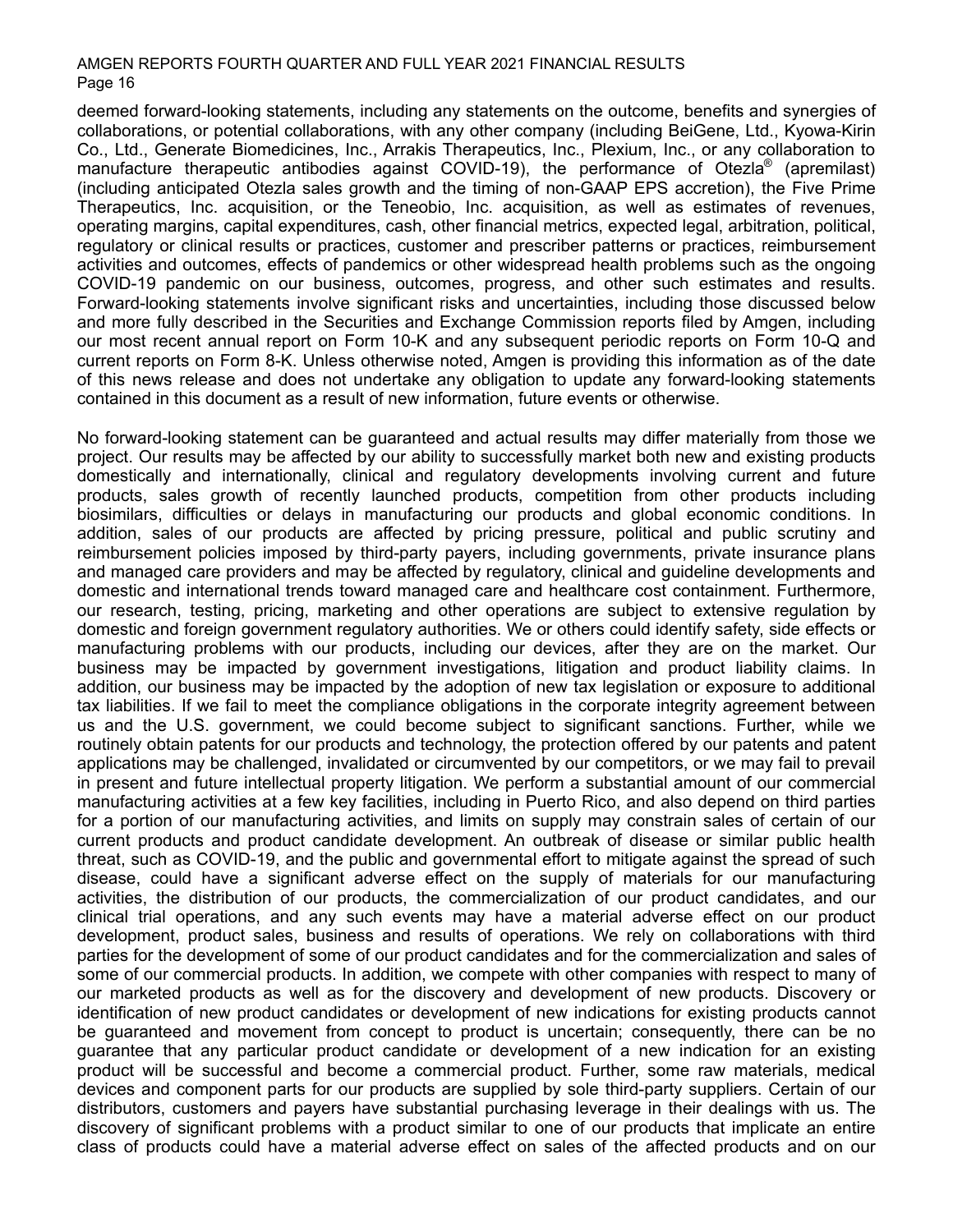deemed forward-looking statements, including any statements on the outcome, benefits and synergies of collaborations, or potential collaborations, with any other company (including BeiGene, Ltd., Kyowa-Kirin Co., Ltd., Generate Biomedicines, Inc., Arrakis Therapeutics, Inc., Plexium, Inc., or any collaboration to manufacture therapeutic antibodies against COVID-19), the performance of Otezla® (apremilast) (including anticipated Otezla sales growth and the timing of non-GAAP EPS accretion), the Five Prime Therapeutics, Inc. acquisition, or the Teneobio, Inc. acquisition, as well as estimates of revenues, operating margins, capital expenditures, cash, other financial metrics, expected legal, arbitration, political, regulatory or clinical results or practices, customer and prescriber patterns or practices, reimbursement activities and outcomes, effects of pandemics or other widespread health problems such as the ongoing COVID-19 pandemic on our business, outcomes, progress, and other such estimates and results. Forward-looking statements involve significant risks and uncertainties, including those discussed below and more fully described in the Securities and Exchange Commission reports filed by Amgen, including our most recent annual report on Form 10-K and any subsequent periodic reports on Form 10-Q and current reports on Form 8-K. Unless otherwise noted, Amgen is providing this information as of the date of this news release and does not undertake any obligation to update any forward-looking statements contained in this document as a result of new information, future events or otherwise.

No forward-looking statement can be guaranteed and actual results may differ materially from those we project. Our results may be affected by our ability to successfully market both new and existing products domestically and internationally, clinical and regulatory developments involving current and future products, sales growth of recently launched products, competition from other products including biosimilars, difficulties or delays in manufacturing our products and global economic conditions. In addition, sales of our products are affected by pricing pressure, political and public scrutiny and reimbursement policies imposed by third-party payers, including governments, private insurance plans and managed care providers and may be affected by regulatory, clinical and guideline developments and domestic and international trends toward managed care and healthcare cost containment. Furthermore, our research, testing, pricing, marketing and other operations are subject to extensive regulation by domestic and foreign government regulatory authorities. We or others could identify safety, side effects or manufacturing problems with our products, including our devices, after they are on the market. Our business may be impacted by government investigations, litigation and product liability claims. In addition, our business may be impacted by the adoption of new tax legislation or exposure to additional tax liabilities. If we fail to meet the compliance obligations in the corporate integrity agreement between us and the U.S. government, we could become subject to significant sanctions. Further, while we routinely obtain patents for our products and technology, the protection offered by our patents and patent applications may be challenged, invalidated or circumvented by our competitors, or we may fail to prevail in present and future intellectual property litigation. We perform a substantial amount of our commercial manufacturing activities at a few key facilities, including in Puerto Rico, and also depend on third parties for a portion of our manufacturing activities, and limits on supply may constrain sales of certain of our current products and product candidate development. An outbreak of disease or similar public health threat, such as COVID-19, and the public and governmental effort to mitigate against the spread of such disease, could have a significant adverse effect on the supply of materials for our manufacturing activities, the distribution of our products, the commercialization of our product candidates, and our clinical trial operations, and any such events may have a material adverse effect on our product development, product sales, business and results of operations. We rely on collaborations with third parties for the development of some of our product candidates and for the commercialization and sales of some of our commercial products. In addition, we compete with other companies with respect to many of our marketed products as well as for the discovery and development of new products. Discovery or identification of new product candidates or development of new indications for existing products cannot be guaranteed and movement from concept to product is uncertain; consequently, there can be no guarantee that any particular product candidate or development of a new indication for an existing product will be successful and become a commercial product. Further, some raw materials, medical devices and component parts for our products are supplied by sole third-party suppliers. Certain of our distributors, customers and payers have substantial purchasing leverage in their dealings with us. The discovery of significant problems with a product similar to one of our products that implicate an entire class of products could have a material adverse effect on sales of the affected products and on our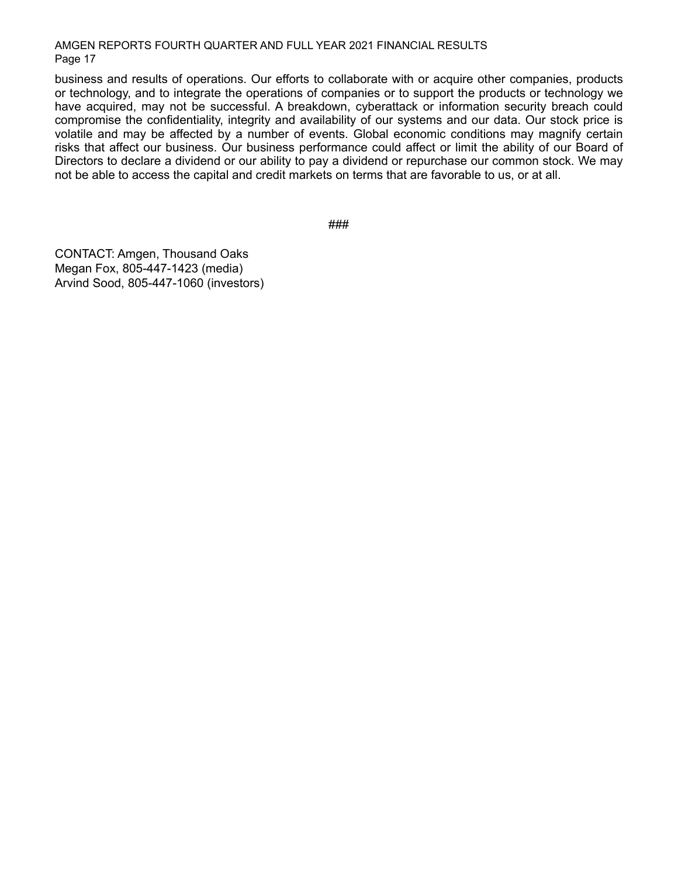business and results of operations. Our efforts to collaborate with or acquire other companies, products or technology, and to integrate the operations of companies or to support the products or technology we have acquired, may not be successful. A breakdown, cyberattack or information security breach could compromise the confidentiality, integrity and availability of our systems and our data. Our stock price is volatile and may be affected by a number of events. Global economic conditions may magnify certain risks that affect our business. Our business performance could affect or limit the ability of our Board of Directors to declare a dividend or our ability to pay a dividend or repurchase our common stock. We may not be able to access the capital and credit markets on terms that are favorable to us, or at all.

###

CONTACT: Amgen, Thousand Oaks
Megan Fox, 805-447-1423 (media)
Arvind Sood, 805-447-1060 (investors)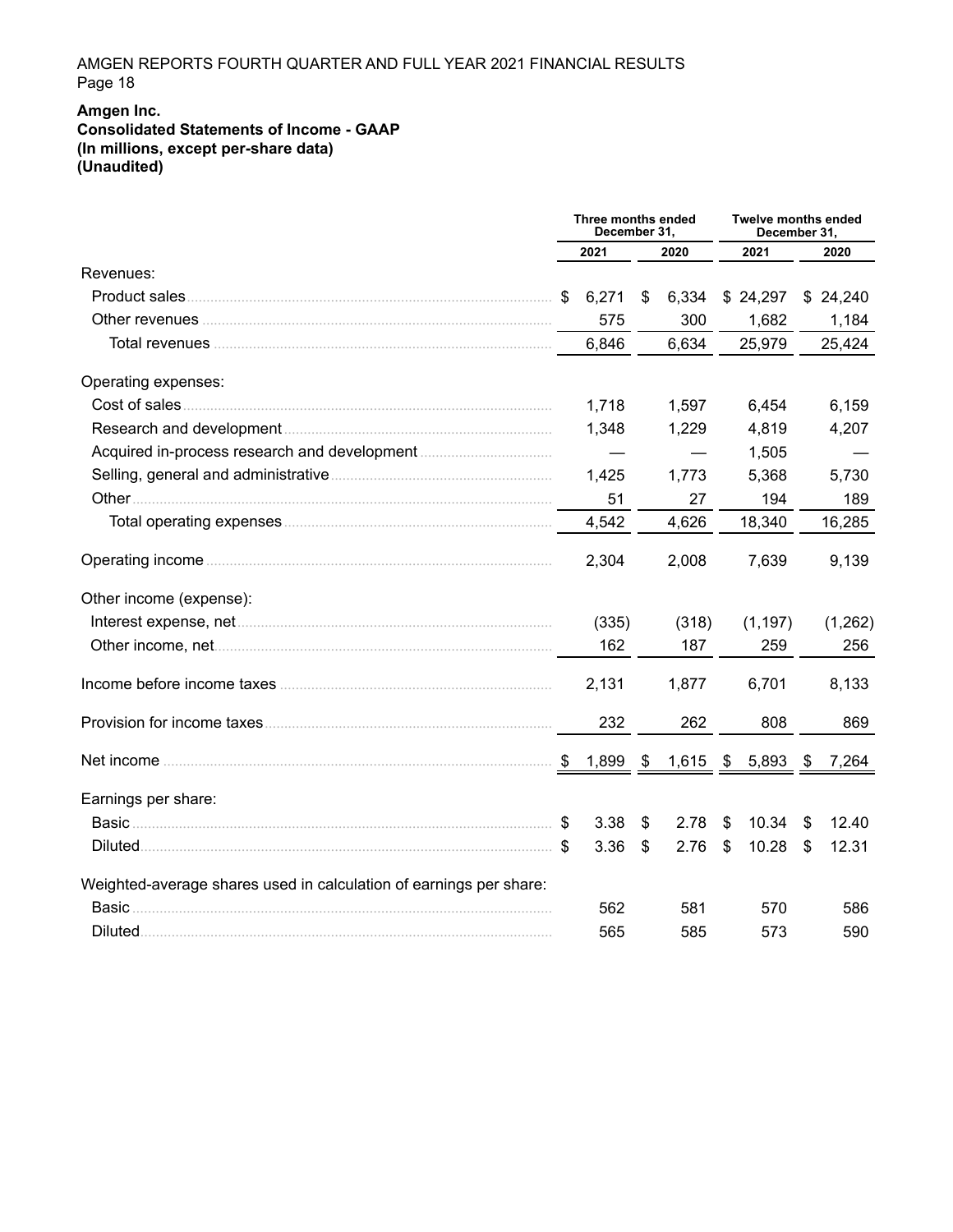**Amgen Inc.**
**Consolidated Statements of Income - GAAP**
**(In millions, except per-share data)**
**(Unaudited)**

| | Three months ended December 31, | | Twelve months ended December 31, | |
|---|---|---|---|---|
| | 2021 | 2020 | 2021 | 2020 |
| Revenues: | | | | |
| Product sales | $ 6,271 | $ 6,334 | $ 24,297 | $ 24,240 |
| Other revenues | 575 | 300 | 1,682 | 1,184 |
| Total revenues | 6,846 | 6,634 | 25,979 | 25,424 |
| Operating expenses: | | | | |
| Cost of sales | 1,718 | 1,597 | 6,454 | 6,159 |
| Research and development | 1,348 | 1,229 | 4,819 | 4,207 |
| Acquired in-process research and development | — | — | 1,505 | — |
| Selling, general and administrative | 1,425 | 1,773 | 5,368 | 5,730 |
| Other | 51 | 27 | 194 | 189 |
| Total operating expenses | 4,542 | 4,626 | 18,340 | 16,285 |
| Operating income | 2,304 | 2,008 | 7,639 | 9,139 |
| Other income (expense): | | | | |
| Interest expense, net | (335) | (318) | (1,197) | (1,262) |
| Other income, net | 162 | 187 | 259 | 256 |
| Income before income taxes | 2,131 | 1,877 | 6,701 | 8,133 |
| Provision for income taxes | 232 | 262 | 808 | 869 |
| Net income | $ 1,899 | $ 1,615 | $ 5,893 | $ 7,264 |
| Earnings per share: | | | | |
| Basic | $ 3.38 | $ 2.78 | $ 10.34 | $ 12.40 |
| Diluted | $ 3.36 | $ 2.76 | $ 10.28 | $ 12.31 |
| Weighted-average shares used in calculation of earnings per share: | | | | |
| Basic | 562 | 581 | 570 | 586 |
| Diluted | 565 | 585 | 573 | 590 |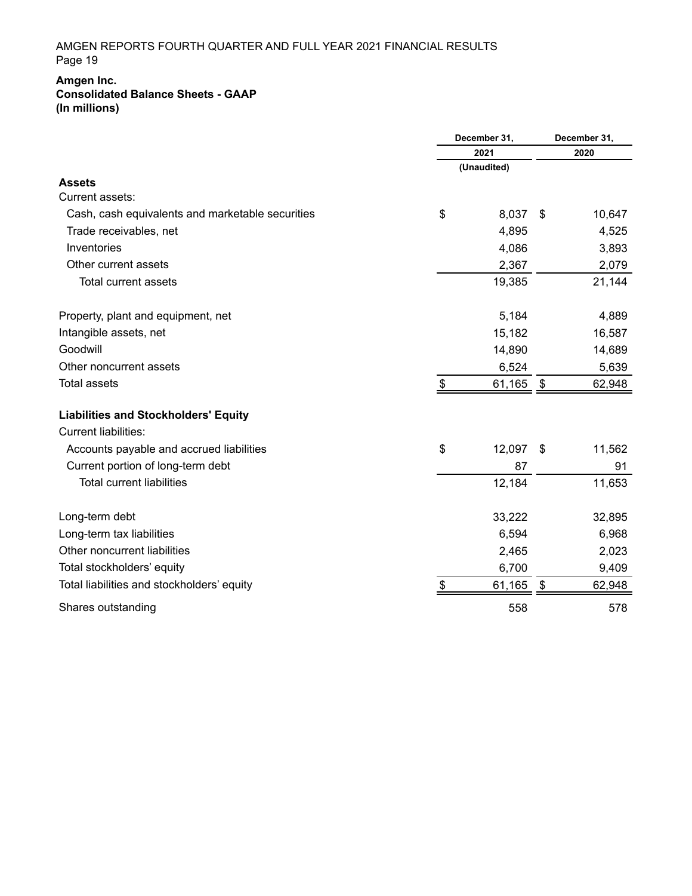**Amgen Inc.**
**Consolidated Balance Sheets - GAAP**
**(In millions)**

| | December 31, 2021 | December 31, 2020 |
|---|---|---|
| | (Unaudited) | |
| **Assets** | | |
| Current assets: | | |
| Cash, cash equivalents and marketable securities | $ 8,037 | $ 10,647 |
| Trade receivables, net | 4,895 | 4,525 |
| Inventories | 4,086 | 3,893 |
| Other current assets | 2,367 | 2,079 |
| Total current assets | 19,385 | 21,144 |
| Property, plant and equipment, net | 5,184 | 4,889 |
| Intangible assets, net | 15,182 | 16,587 |
| Goodwill | 14,890 | 14,689 |
| Other noncurrent assets | 6,524 | 5,639 |
| Total assets | $ 61,165 | $ 62,948 |
| **Liabilities and Stockholders' Equity** | | |
| Current liabilities: | | |
| Accounts payable and accrued liabilities | $ 12,097 | $ 11,562 |
| Current portion of long-term debt | 87 | 91 |
| Total current liabilities | 12,184 | 11,653 |
| Long-term debt | 33,222 | 32,895 |
| Long-term tax liabilities | 6,594 | 6,968 |
| Other noncurrent liabilities | 2,465 | 2,023 |
| Total stockholders' equity | 6,700 | 9,409 |
| Total liabilities and stockholders' equity | $ 61,165 | $ 62,948 |
| Shares outstanding | 558 | 578 |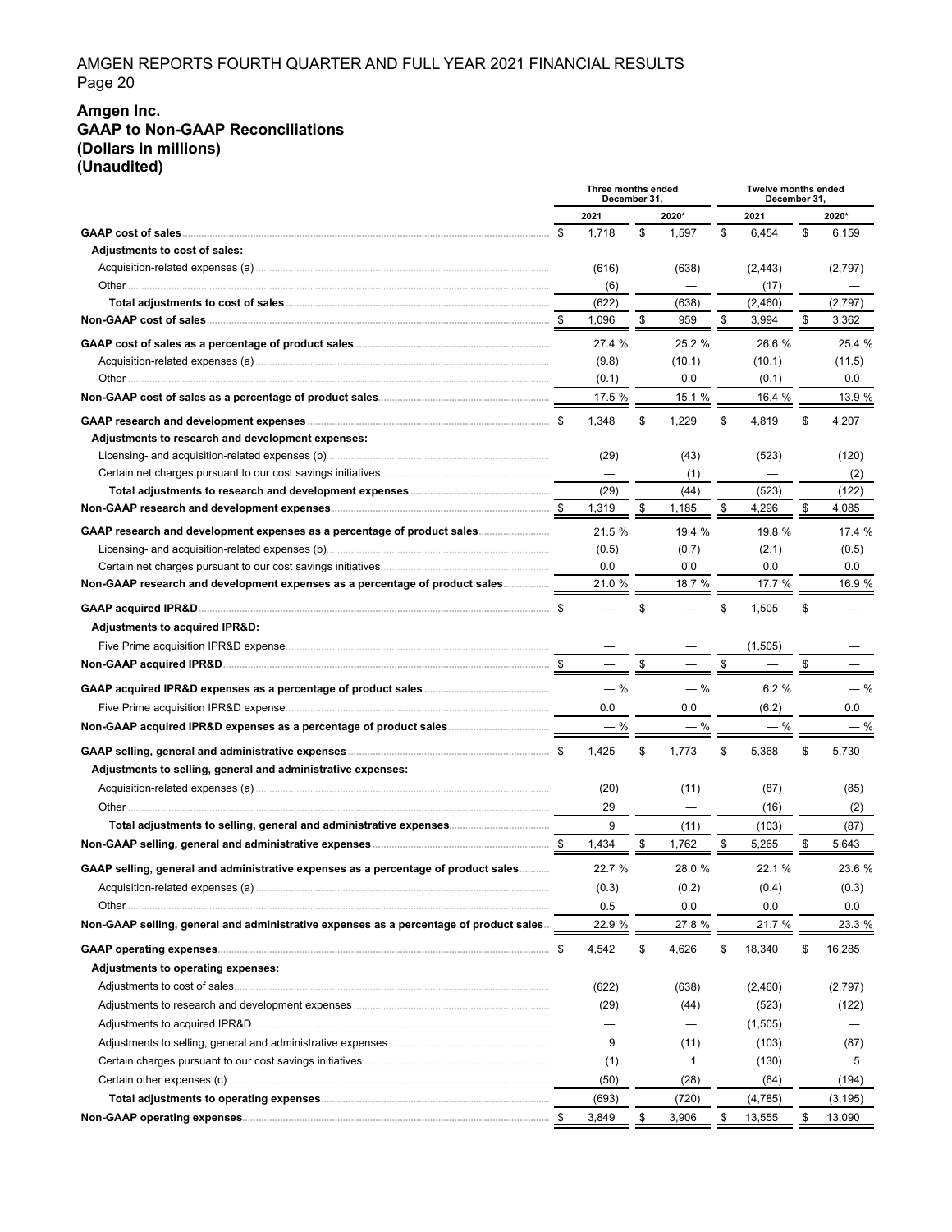AMGEN REPORTS FOURTH QUARTER AND FULL YEAR 2021 FINANCIAL RESULTS

**Amgen Inc.**
**GAAP to Non-GAAP Reconciliations**
**(Dollars in millions)**
**(Unaudited)**

| | Three months ended December 31, | | Twelve months ended December 31, | |
|---|---|---|---|---|
| | 2021 | 2020* | 2021 | 2020* |
| **GAAP cost of sales** | $ 1,718 | $ 1,597 | $ 6,454 | $ 6,159 |
| **Adjustments to cost of sales:** | | | | |
| Acquisition-related expenses (a) | (616) | (638) | (2,443) | (2,797) |
| Other | (6) | — | (17) | — |
| **Total adjustments to cost of sales** | (622) | (638) | (2,460) | (2,797) |
| **Non-GAAP cost of sales** | $ 1,096 | $ 959 | $ 3,994 | $ 3,362 |
| **GAAP cost of sales as a percentage of product sales** | 27.4 % | 25.2 % | 26.6 % | 25.4 % |
| Acquisition-related expenses (a) | (9.8) | (10.1) | (10.1) | (11.5) |
| Other | (0.1) | 0.0 | (0.1) | 0.0 |
| **Non-GAAP cost of sales as a percentage of product sales** | 17.5 % | 15.1 % | 16.4 % | 13.9 % |
| **GAAP research and development expenses** | $ 1,348 | $ 1,229 | $ 4,819 | $ 4,207 |
| **Adjustments to research and development expenses:** | | | | |
| Licensing- and acquisition-related expenses (b) | (29) | (43) | (523) | (120) |
| Certain net charges pursuant to our cost savings initiatives | — | (1) | — | (2) |
| **Total adjustments to research and development expenses** | (29) | (44) | (523) | (122) |
| **Non-GAAP research and development expenses** | $ 1,319 | $ 1,185 | $ 4,296 | $ 4,085 |
| **GAAP research and development expenses as a percentage of product sales** | 21.5 % | 19.4 % | 19.8 % | 17.4 % |
| Licensing- and acquisition-related expenses (b) | (0.5) | (0.7) | (2.1) | (0.5) |
| Certain net charges pursuant to our cost savings initiatives | 0.0 | 0.0 | 0.0 | 0.0 |
| **Non-GAAP research and development expenses as a percentage of product sales** | 21.0 % | 18.7 % | 17.7 % | 16.9 % |
| **GAAP acquired IPR&D** | $ — | $ — | $ 1,505 | $ — |
| **Adjustments to acquired IPR&D:** | | | | |
| Five Prime acquisition IPR&D expense | — | — | (1,505) | — |
| **Non-GAAP acquired IPR&D** | $ — | $ — | $ — | $ — |
| **GAAP acquired IPR&D expenses as a percentage of product sales** | — % | — % | 6.2 % | — % |
| Five Prime acquisition IPR&D expense | 0.0 | 0.0 | (6.2) | 0.0 |
| **Non-GAAP acquired IPR&D expenses as a percentage of product sales** | — % | — % | — % | — % |
| **GAAP selling, general and administrative expenses** | $ 1,425 | $ 1,773 | $ 5,368 | $ 5,730 |
| **Adjustments to selling, general and administrative expenses:** | | | | |
| Acquisition-related expenses (a) | (20) | (11) | (87) | (85) |
| Other | 29 | — | (16) | (2) |
| **Total adjustments to selling, general and administrative expenses** | 9 | (11) | (103) | (87) |
| **Non-GAAP selling, general and administrative expenses** | $ 1,434 | $ 1,762 | $ 5,265 | $ 5,643 |
| **GAAP selling, general and administrative expenses as a percentage of product sales** | 22.7 % | 28.0 % | 22.1 % | 23.6 % |
| Acquisition-related expenses (a) | (0.3) | (0.2) | (0.4) | (0.3) |
| Other | 0.5 | 0.0 | 0.0 | 0.0 |
| **Non-GAAP selling, general and administrative expenses as a percentage of product sales** | 22.9 % | 27.8 % | 21.7 % | 23.3 % |
| **GAAP operating expenses** | $ 4,542 | $ 4,626 | $ 18,340 | $ 16,285 |
| **Adjustments to operating expenses:** | | | | |
| Adjustments to cost of sales | (622) | (638) | (2,460) | (2,797) |
| Adjustments to research and development expenses | (29) | (44) | (523) | (122) |
| Adjustments to acquired IPR&D | — | — | (1,505) | — |
| Adjustments to selling, general and administrative expenses | 9 | (11) | (103) | (87) |
| Certain charges pursuant to our cost savings initiatives | (1) | 1 | (130) | 5 |
| Certain other expenses (c) | (50) | (28) | (64) | (194) |
| **Total adjustments to operating expenses** | (693) | (720) | (4,785) | (3,195) |
| **Non-GAAP operating expenses** | $ 3,849 | $ 3,906 | $ 13,555 | $ 13,090 |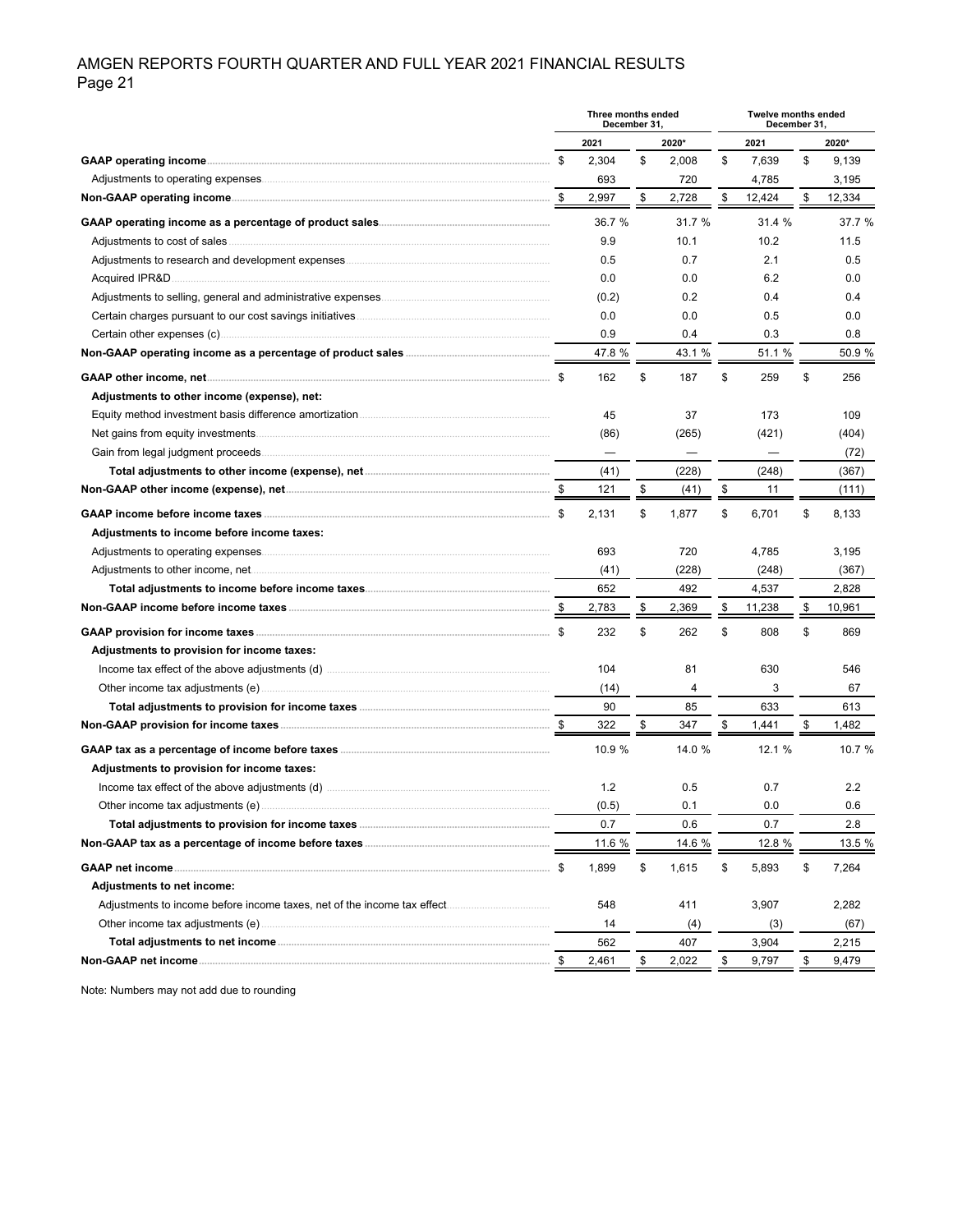AMGEN REPORTS FOURTH QUARTER AND FULL YEAR 2021 FINANCIAL RESULTS

| | Three months ended December 31, | | Twelve months ended December 31, | |
|---|---|---|---|---|
| | 2021 | 2020* | 2021 | 2020* |
| **GAAP operating income** | $ 2,304 | $ 2,008 | $ 7,639 | $ 9,139 |
| Adjustments to operating expenses | 693 | 720 | 4,785 | 3,195 |
| **Non-GAAP operating income** | $ 2,997 | $ 2,728 | $ 12,424 | $ 12,334 |
| **GAAP operating income as a percentage of product sales** | 36.7 % | 31.7 % | 31.4 % | 37.7 % |
| Adjustments to cost of sales | 9.9 | 10.1 | 10.2 | 11.5 |
| Adjustments to research and development expenses | 0.5 | 0.7 | 2.1 | 0.5 |
| Acquired IPR&D | 0.0 | 0.0 | 6.2 | 0.0 |
| Adjustments to selling, general and administrative expenses | (0.2) | 0.2 | 0.4 | 0.4 |
| Certain charges pursuant to our cost savings initiatives | 0.0 | 0.0 | 0.5 | 0.0 |
| Certain other expenses (c) | 0.9 | 0.4 | 0.3 | 0.8 |
| **Non-GAAP operating income as a percentage of product sales** | 47.8 % | 43.1 % | 51.1 % | 50.9 % |
| **GAAP other income, net** | $ 162 | $ 187 | $ 259 | $ 256 |
| **Adjustments to other income (expense), net:** | | | | |
| Equity method investment basis difference amortization | 45 | 37 | 173 | 109 |
| Net gains from equity investments | (86) | (265) | (421) | (404) |
| Gain from legal judgment proceeds | — | — | — | (72) |
| **Total adjustments to other income (expense), net** | (41) | (228) | (248) | (367) |
| **Non-GAAP other income (expense), net** | $ 121 | $ (41) | $ 11 | (111) |
| **GAAP income before income taxes** | $ 2,131 | $ 1,877 | $ 6,701 | $ 8,133 |
| **Adjustments to income before income taxes:** | | | | |
| Adjustments to operating expenses | 693 | 720 | 4,785 | 3,195 |
| Adjustments to other income, net | (41) | (228) | (248) | (367) |
| **Total adjustments to income before income taxes** | 652 | 492 | 4,537 | 2,828 |
| **Non-GAAP income before income taxes** | $ 2,783 | $ 2,369 | $ 11,238 | $ 10,961 |
| **GAAP provision for income taxes** | $ 232 | $ 262 | $ 808 | $ 869 |
| **Adjustments to provision for income taxes:** | | | | |
| Income tax effect of the above adjustments (d) | 104 | 81 | 630 | 546 |
| Other income tax adjustments (e) | (14) | 4 | 3 | 67 |
| **Total adjustments to provision for income taxes** | 90 | 85 | 633 | 613 |
| **Non-GAAP provision for income taxes** | $ 322 | $ 347 | $ 1,441 | $ 1,482 |
| **GAAP tax as a percentage of income before taxes** | 10.9 % | 14.0 % | 12.1 % | 10.7 % |
| **Adjustments to provision for income taxes:** | | | | |
| Income tax effect of the above adjustments (d) | 1.2 | 0.5 | 0.7 | 2.2 |
| Other income tax adjustments (e) | (0.5) | 0.1 | 0.0 | 0.6 |
| **Total adjustments to provision for income taxes** | 0.7 | 0.6 | 0.7 | 2.8 |
| **Non-GAAP tax as a percentage of income before taxes** | 11.6 % | 14.6 % | 12.8 % | 13.5 % |
| **GAAP net income** | $ 1,899 | $ 1,615 | $ 5,893 | $ 7,264 |
| **Adjustments to net income:** | | | | |
| Adjustments to income before income taxes, net of the income tax effect | 548 | 411 | 3,907 | 2,282 |
| Other income tax adjustments (e) | 14 | (4) | (3) | (67) |
| **Total adjustments to net income** | 562 | 407 | 3,904 | 2,215 |
| **Non-GAAP net income** | $ 2,461 | $ 2,022 | $ 9,797 | $ 9,479 |

Note: Numbers may not add due to rounding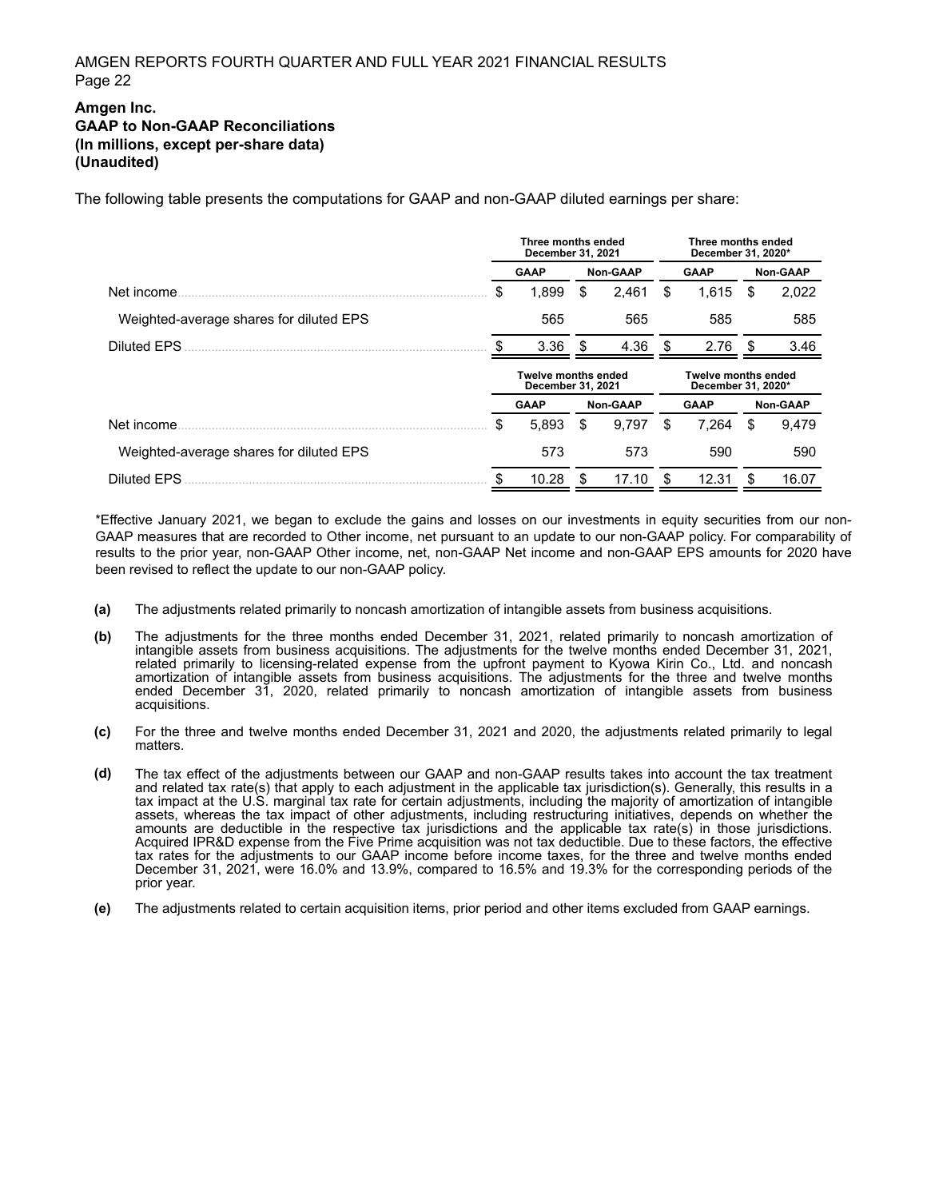AMGEN REPORTS FOURTH QUARTER AND FULL YEAR 2021 FINANCIAL RESULTS

**Amgen Inc.**
**GAAP to Non-GAAP Reconciliations**
**(In millions, except per-share data)**
**(Unaudited)**

The following table presents the computations for GAAP and non-GAAP diluted earnings per share:

| | Three months ended December 31, 2021 | | Three months ended December 31, 2020* | |
|---|---|---|---|---|
| | GAAP | Non-GAAP | GAAP | Non-GAAP |
| Net income | $ 1,899 | $ 2,461 | $ 1,615 | $ 2,022 |
| Weighted-average shares for diluted EPS | 565 | 565 | 585 | 585 |
| Diluted EPS | $ 3.36 | $ 4.36 | $ 2.76 | $ 3.46 |
| | **Twelve months ended December 31, 2021** | | **Twelve months ended December 31, 2020*** | |
| | GAAP | Non-GAAP | GAAP | Non-GAAP |
| Net income | $ 5,893 | $ 9,797 | $ 7,264 | $ 9,479 |
| Weighted-average shares for diluted EPS | 573 | 573 | 590 | 590 |
| Diluted EPS | $ 10.28 | $ 17.10 | $ 12.31 | $ 16.07 |

*Effective January 2021, we began to exclude the gains and losses on our investments in equity securities from our non-GAAP measures that are recorded to Other income, net pursuant to an update to our non-GAAP policy. For comparability of results to the prior year, non-GAAP Other income, net, non-GAAP Net income and non-GAAP EPS amounts for 2020 have been revised to reflect the update to our non-GAAP policy.

**(a)** The adjustments related primarily to noncash amortization of intangible assets from business acquisitions.

**(b)** The adjustments for the three months ended December 31, 2021, related primarily to noncash amortization of intangible assets from business acquisitions. The adjustments for the twelve months ended December 31, 2021, related primarily to licensing-related expense from the upfront payment to Kyowa Kirin Co., Ltd. and noncash amortization of intangible assets from business acquisitions. The adjustments for the three and twelve months ended December 31, 2020, related primarily to noncash amortization of intangible assets from business acquisitions.

**(c)** For the three and twelve months ended December 31, 2021 and 2020, the adjustments related primarily to legal matters.

**(d)** The tax effect of the adjustments between our GAAP and non-GAAP results takes into account the tax treatment and related tax rate(s) that apply to each adjustment in the applicable tax jurisdiction(s). Generally, this results in a tax impact at the U.S. marginal tax rate for certain adjustments, including the majority of amortization of intangible assets, whereas the tax impact of other adjustments, including restructuring initiatives, depends on whether the amounts are deductible in the respective tax jurisdictions and the applicable tax rate(s) in those jurisdictions. Acquired IPR&D expense from the Five Prime acquisition was not tax deductible. Due to these factors, the effective tax rates for the adjustments to our GAAP income before income taxes, for the three and twelve months ended December 31, 2021, were 16.0% and 13.9%, compared to 16.5% and 19.3% for the corresponding periods of the prior year.

**(e)** The adjustments related to certain acquisition items, prior period and other items excluded from GAAP earnings.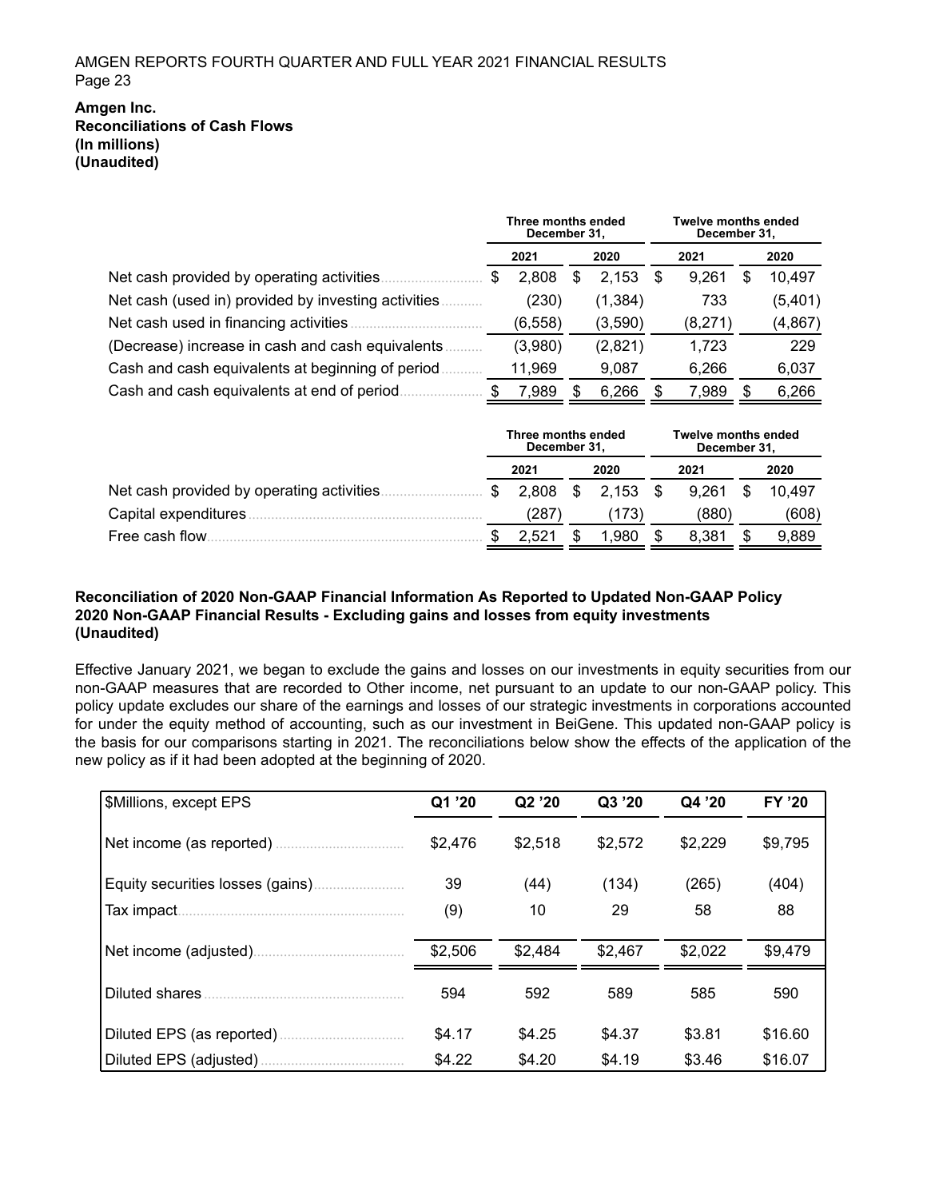**Amgen Inc.**
**Reconciliations of Cash Flows**
**(In millions)**
**(Unaudited)**

| | Three months ended December 31, | | Twelve months ended December 31, | |
|---|---|---|---|---|
| | 2021 | 2020 | 2021 | 2020 |
| Net cash provided by operating activities | $ 2,808 | $ 2,153 | $ 9,261 | $ 10,497 |
| Net cash (used in) provided by investing activities | (230) | (1,384) | 733 | (5,401) |
| Net cash used in financing activities | (6,558) | (3,590) | (8,271) | (4,867) |
| (Decrease) increase in cash and cash equivalents | (3,980) | (2,821) | 1,723 | 229 |
| Cash and cash equivalents at beginning of period | 11,969 | 9,087 | 6,266 | 6,037 |
| Cash and cash equivalents at end of period | $ 7,989 | $ 6,266 | $ 7,989 | $ 6,266 |

| | Three months ended December 31, | | Twelve months ended December 31, | |
|---|---|---|---|---|
| | 2021 | 2020 | 2021 | 2020 |
| Net cash provided by operating activities | $ 2,808 | $ 2,153 | $ 9,261 | $ 10,497 |
| Capital expenditures | (287) | (173) | (880) | (608) |
| Free cash flow | $ 2,521 | $ 1,980 | $ 8,381 | $ 9,889 |

**Reconciliation of 2020 Non-GAAP Financial Information As Reported to Updated Non-GAAP Policy**
**2020 Non-GAAP Financial Results - Excluding gains and losses from equity investments**
**(Unaudited)**

Effective January 2021, we began to exclude the gains and losses on our investments in equity securities from our non-GAAP measures that are recorded to Other income, net pursuant to an update to our non-GAAP policy. This policy update excludes our share of the earnings and losses of our strategic investments in corporations accounted for under the equity method of accounting, such as our investment in BeiGene. This updated non-GAAP policy is the basis for our comparisons starting in 2021. The reconciliations below show the effects of the application of the new policy as if it had been adopted at the beginning of 2020.

| $Millions, except EPS | Q1 '20 | Q2 '20 | Q3 '20 | Q4 '20 | FY '20 |
|---|---|---|---|---|---|
| Net income (as reported) | $2,476 | $2,518 | $2,572 | $2,229 | $9,795 |
| Equity securities losses (gains) | 39 | (44) | (134) | (265) | (404) |
| Tax impact | (9) | 10 | 29 | 58 | 88 |
| Net income (adjusted) | $2,506 | $2,484 | $2,467 | $2,022 | $9,479 |
| Diluted shares | 594 | 592 | 589 | 585 | 590 |
| Diluted EPS (as reported) | $4.17 | $4.25 | $4.37 | $3.81 | $16.60 |
| Diluted EPS (adjusted) | $4.22 | $4.20 | $4.19 | $3.46 | $16.07 |